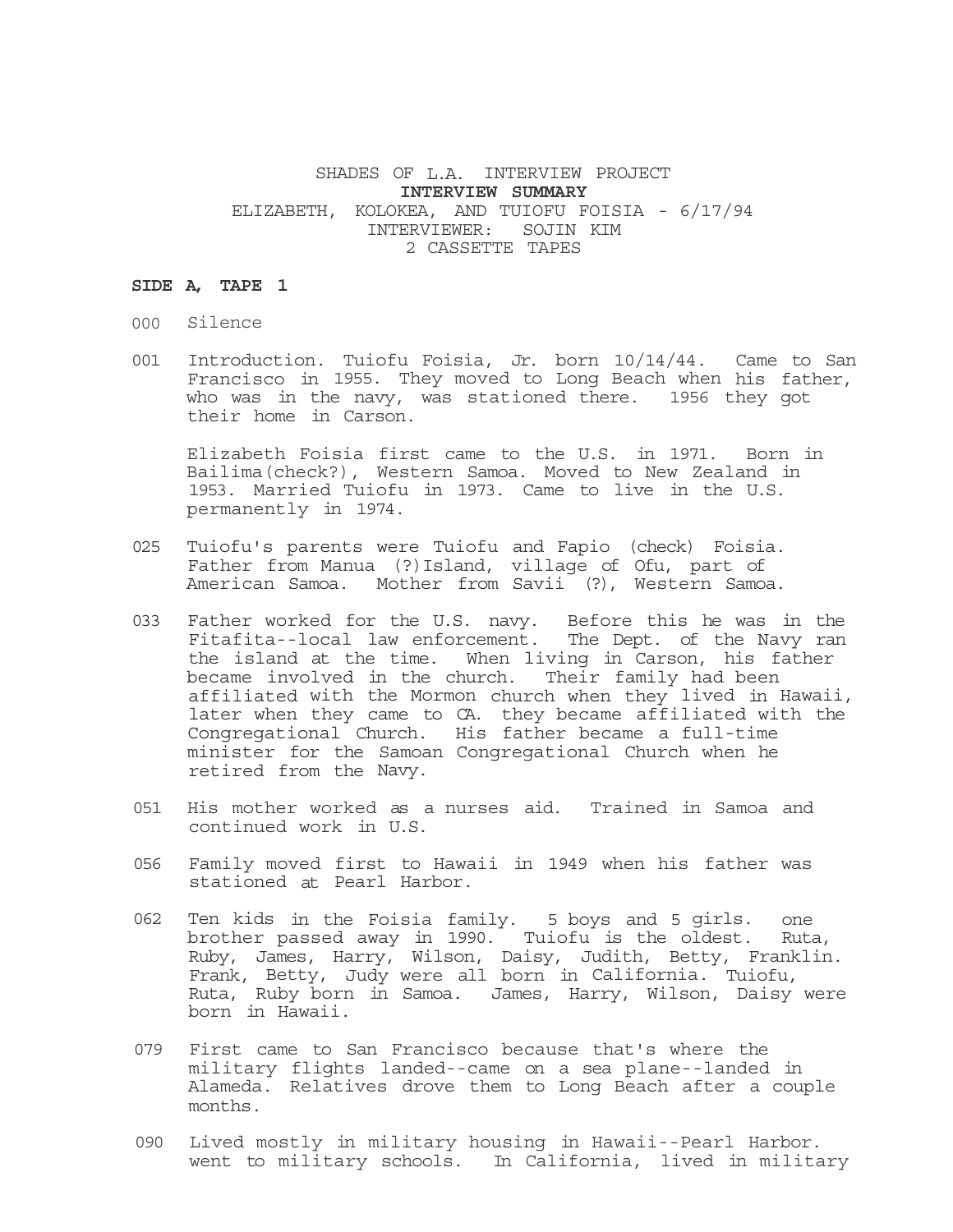SHADES OF L.A. INTERVIEW PROJECT

**INTERVIEW SUMMARY**

ELIZABETH, KOLOKEA, AND TUIOFU FOISIA - 6/17/94

INTERVIEWER: SOJIN KIM

2 CASSETTE TAPES

**SIDE A, TAPE 1**

000 Silence

001 Introduction. Tuiofu Foisia, Jr. born 10/14/44. Came to San Francisco in 1955. They moved to Long Beach when his father, who was in the navy, was stationed there. 1956 they got their home in Carson.

Elizabeth Foisia first came to the U.S. in 1971. Born in Bailima(check?), Western Samoa. Moved to New Zealand in 1953. Married Tuiofu in 1973. Came to live in the U.S. permanently in 1974.

025 Tuiofu's parents were Tuiofu and Fapio (check) Foisia. Father from Manua (?)Island, village of Ofu, part of American Samoa. Mother from Savii (?), Western Samoa.

033 Father worked for the U.S. navy. Before this he was in the Fitafita--local law enforcement. The Dept. of the Navy ran the island at the time. When living in Carson, his father became involved in the church. Their family had been affiliated with the Mormon church when they lived in Hawaii, later when they came to CA. they became affiliated with the Congregational Church. His father became a full-time minister for the Samoan Congregational Church when he retired from the Navy.

051 His mother worked as a nurses aid. Trained in Samoa and continued work in U.S.

056 Family moved first to Hawaii in 1949 when his father was stationed at Pearl Harbor.

062 Ten kids in the Foisia family. 5 boys and 5 girls. one brother passed away in 1990. Tuiofu is the oldest. Ruta, Ruby, James, Harry, Wilson, Daisy, Judith, Betty, Franklin. Frank, Betty, Judy were all born in California. Tuiofu, Ruta, Ruby born in Samoa. James, Harry, Wilson, Daisy were born in Hawaii.

079 First came to San Francisco because that's where the military flights landed--came on a sea plane--landed in Alameda. Relatives drove them to Long Beach after a couple months.

090 Lived mostly in military housing in Hawaii--Pearl Harbor. went to military schools. In California, lived in military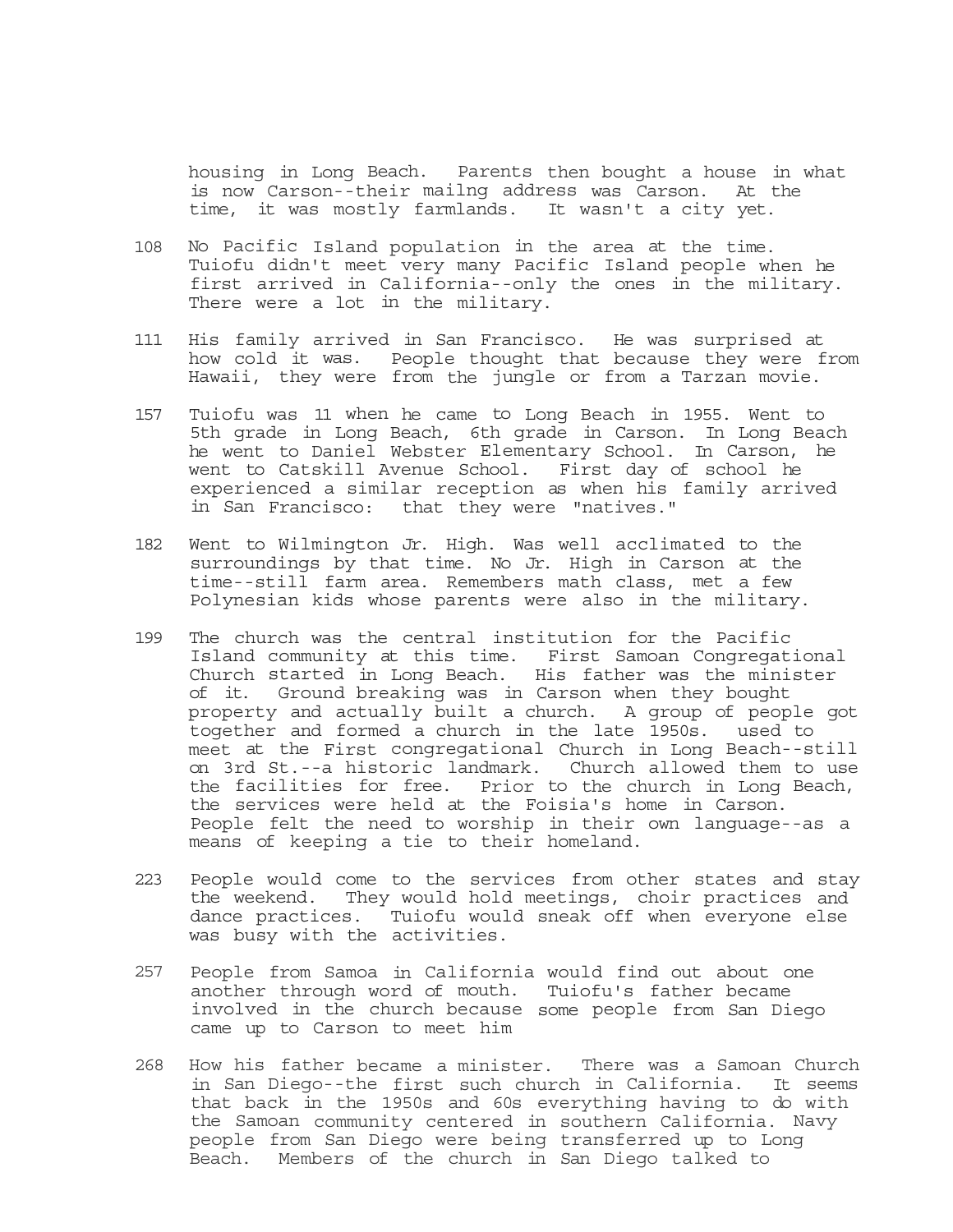housing in Long Beach. Parents then bought a house in what is now Carson--their mailng address was Carson. At the time, it was mostly farmlands. It wasn't a city yet.

108 No Pacific Island population in the area at the time. Tuiofu didn't meet very many Pacific Island people when he first arrived in California--only the ones in the military. There were a lot in the military.

111 His family arrived in San Francisco. He was surprised at how cold it was. People thought that because they were from Hawaii, they were from the jungle or from a Tarzan movie.

157 Tuiofu was 11 when he came to Long Beach in 1955. Went to 5th grade in Long Beach, 6th grade in Carson. In Long Beach he went to Daniel Webster Elementary School. In Carson, he went to Catskill Avenue School. First day of school he experienced a similar reception as when his family arrived in San Francisco: that they were "natives."

182 Went to Wilmington Jr. High. Was well acclimated to the surroundings by that time. No Jr. High in Carson at the time--still farm area. Remembers math class, met a few Polynesian kids whose parents were also in the military.

199 The church was the central institution for the Pacific Island community at this time. First Samoan Congregational Church started in Long Beach. His father was the minister of it. Ground breaking was in Carson when they bought property and actually built a church. A group of people got together and formed a church in the late 1950s. used to meet at the First congregational Church in Long Beach--still on 3rd St.--a historic landmark. Church allowed them to use the facilities for free. Prior to the church in Long Beach, the services were held at the Foisia's home in Carson. People felt the need to worship in their own language--as a means of keeping a tie to their homeland.

223 People would come to the services from other states and stay the weekend. They would hold meetings, choir practices and dance practices. Tuiofu would sneak off when everyone else was busy with the activities.

257 People from Samoa in California would find out about one another through word of mouth. Tuiofu's father became involved in the church because some people from San Diego came up to Carson to meet him

268 How his father became a minister. There was a Samoan Church in San Diego--the first such church in California. It seems that back in the 1950s and 60s everything having to do with the Samoan community centered in southern California. Navy people from San Diego were being transferred up to Long Beach. Members of the church in San Diego talked to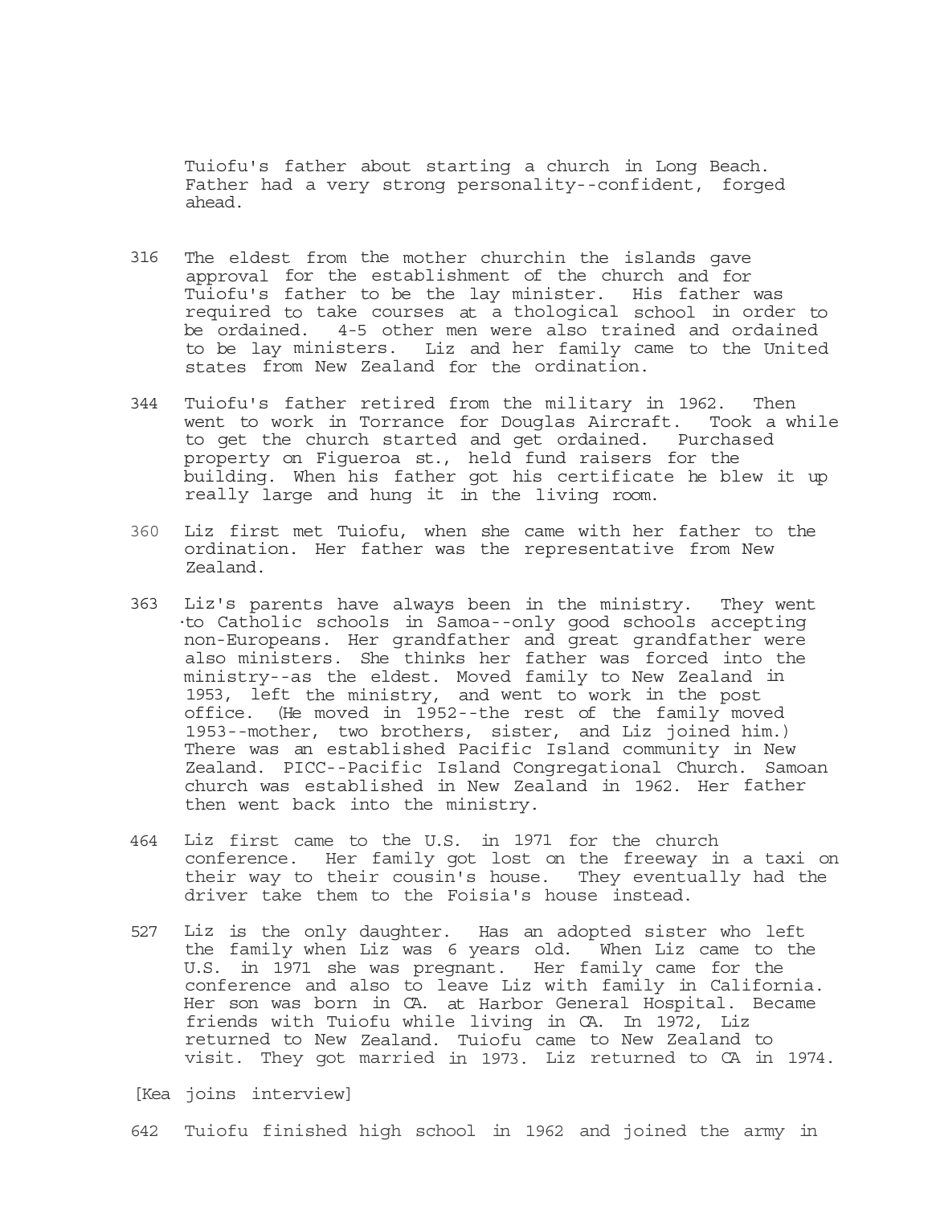Tuiofu's father about starting a church in Long Beach. Father had a very strong personality--confident, forged ahead.

316 The eldest from the mother churchin the islands gave approval for the establishment of the church and for Tuiofu's father to be the lay minister. His father was required to take courses at a thological school in order to be ordained. 4-5 other men were also trained and ordained to be lay ministers. Liz and her family came to the United states from New Zealand for the ordination.

344 Tuiofu's father retired from the military in 1962. Then went to work in Torrance for Douglas Aircraft. Took a while to get the church started and get ordained. Purchased property on Figueroa st., held fund raisers for the building. When his father got his certificate he blew it up really large and hung it in the living room.

360 Liz first met Tuiofu, when she came with her father to the ordination. Her father was the representative from New Zealand.

363 Liz's parents have always been in the ministry. They went to Catholic schools in Samoa--only good schools accepting non-Europeans. Her grandfather and great grandfather were also ministers. She thinks her father was forced into the ministry--as the eldest. Moved family to New Zealand in 1953, left the ministry, and went to work in the post office. (He moved in 1952--the rest of the family moved 1953--mother, two brothers, sister, and Liz joined him.) There was an established Pacific Island community in New Zealand. PICC--Pacific Island Congregational Church. Samoan church was established in New Zealand in 1962. Her father then went back into the ministry.

464 Liz first came to the U.S. in 1971 for the church conference. Her family got lost on the freeway in a taxi on their way to their cousin's house. They eventually had the driver take them to the Foisia's house instead.

527 Liz is the only daughter. Has an adopted sister who left the family when Liz was 6 years old. When Liz came to the U.S. in 1971 she was pregnant. Her family came for the conference and also to leave Liz with family in California. Her son was born in CA. at Harbor General Hospital. Became friends with Tuiofu while living in CA. In 1972, Liz returned to New Zealand. Tuiofu came to New Zealand to visit. They got married in 1973. Liz returned to CA in 1974.

[Kea joins interview]

642 Tuiofu finished high school in 1962 and joined the army in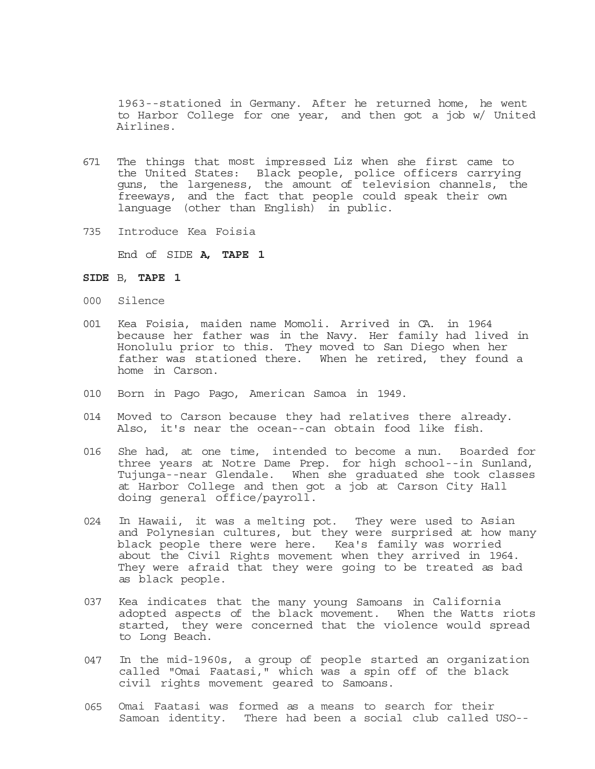1963--stationed in Germany. After he returned home, he went to Harbor College for one year, and then got a job w/ United Airlines.

671 The things that most impressed Liz when she first came to the United States: Black people, police officers carrying guns, the largeness, the amount of television channels, the freeways, and the fact that people could speak their own language (other than English) in public.

735 Introduce Kea Foisia

End of SIDE **A, TAPE 1**

**SIDE** B, **TAPE 1**

000 Silence

001 Kea Foisia, maiden name Momoli. Arrived in CA. in 1964 because her father was in the Navy. Her family had lived in Honolulu prior to this. They moved to San Diego when her father was stationed there. When he retired, they found a home in Carson.

010 Born in Pago Pago, American Samoa in 1949.

014 Moved to Carson because they had relatives there already. Also, it's near the ocean--can obtain food like fish.

016 She had, at one time, intended to become a nun. Boarded for three years at Notre Dame Prep. for high school--in Sunland, Tujunga--near Glendale. When she graduated she took classes at Harbor College and then got a job at Carson City Hall doing general office/payroll.

024 In Hawaii, it was a melting pot. They were used to Asian and Polynesian cultures, but they were surprised at how many black people there were here. Kea's family was worried about the Civil Rights movement when they arrived in 1964. They were afraid that they were going to be treated as bad as black people.

037 Kea indicates that the many young Samoans in California adopted aspects of the black movement. When the Watts riots started, they were concerned that the violence would spread to Long Beach.

047 In the mid-1960s, a group of people started an organization called "Omai Faatasi," which was a spin off of the black civil rights movement geared to Samoans.

065 Omai Faatasi was formed as a means to search for their Samoan identity. There had been a social club called USO--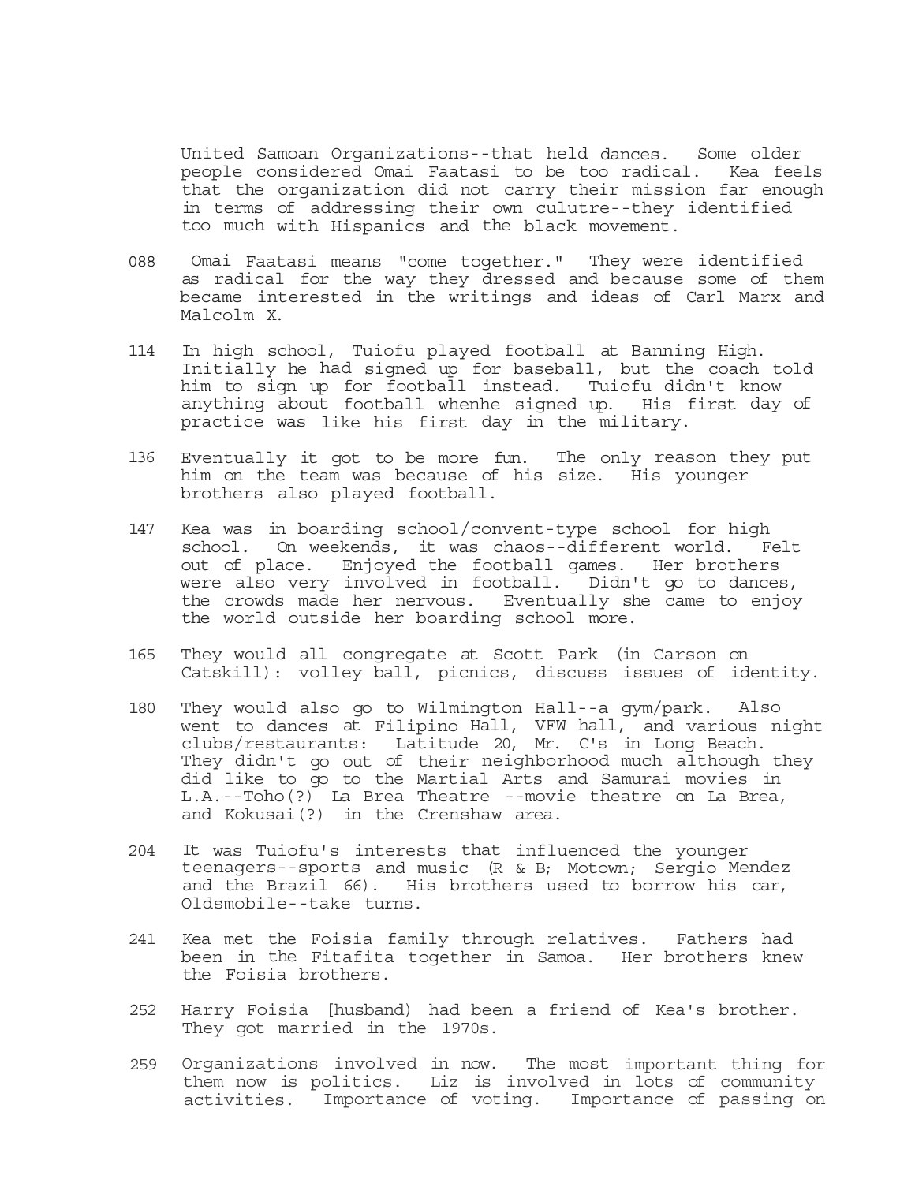United Samoan Organizations--that held dances. Some older people considered Omai Faatasi to be too radical. Kea feels that the organization did not carry their mission far enough in terms of addressing their own culutre--they identified too much with Hispanics and the black movement.

088 Omai Faatasi means "come together." They were identified as radical for the way they dressed and because some of them became interested in the writings and ideas of Carl Marx and Malcolm X.

114 In high school, Tuiofu played football at Banning High. Initially he had signed up for baseball, but the coach told him to sign up for football instead. Tuiofu didn't know anything about football whenhe signed up. His first day of practice was like his first day in the military.

136 Eventually it got to be more fun. The only reason they put him on the team was because of his size. His younger brothers also played football.

147 Kea was in boarding school/convent-type school for high school. On weekends, it was chaos--different world. Felt out of place. Enjoyed the football games. Her brothers were also very involved in football. Didn't go to dances, the crowds made her nervous. Eventually she came to enjoy the world outside her boarding school more.

165 They would all congregate at Scott Park (in Carson on Catskill): volley ball, picnics, discuss issues of identity.

180 They would also go to Wilmington Hall--a gym/park. Also went to dances at Filipino Hall, VFW hall, and various night clubs/restaurants: Latitude 20, Mr. C's in Long Beach. They didn't go out of their neighborhood much although they did like to go to the Martial Arts and Samurai movies in L.A.--Toho(?) La Brea Theatre --movie theatre on La Brea, and Kokusai(?) in the Crenshaw area.

204 It was Tuiofu's interests that influenced the younger teenagers--sports and music (R & B; Motown; Sergio Mendez and the Brazil 66). His brothers used to borrow his car, Oldsmobile--take turns.

241 Kea met the Foisia family through relatives. Fathers had been in the Fitafita together in Samoa. Her brothers knew the Foisia brothers.

252 Harry Foisia [husband) had been a friend of Kea's brother. They got married in the 1970s.

259 Organizations involved in now. The most important thing for them now is politics. Liz is involved in lots of community activities. Importance of voting. Importance of passing on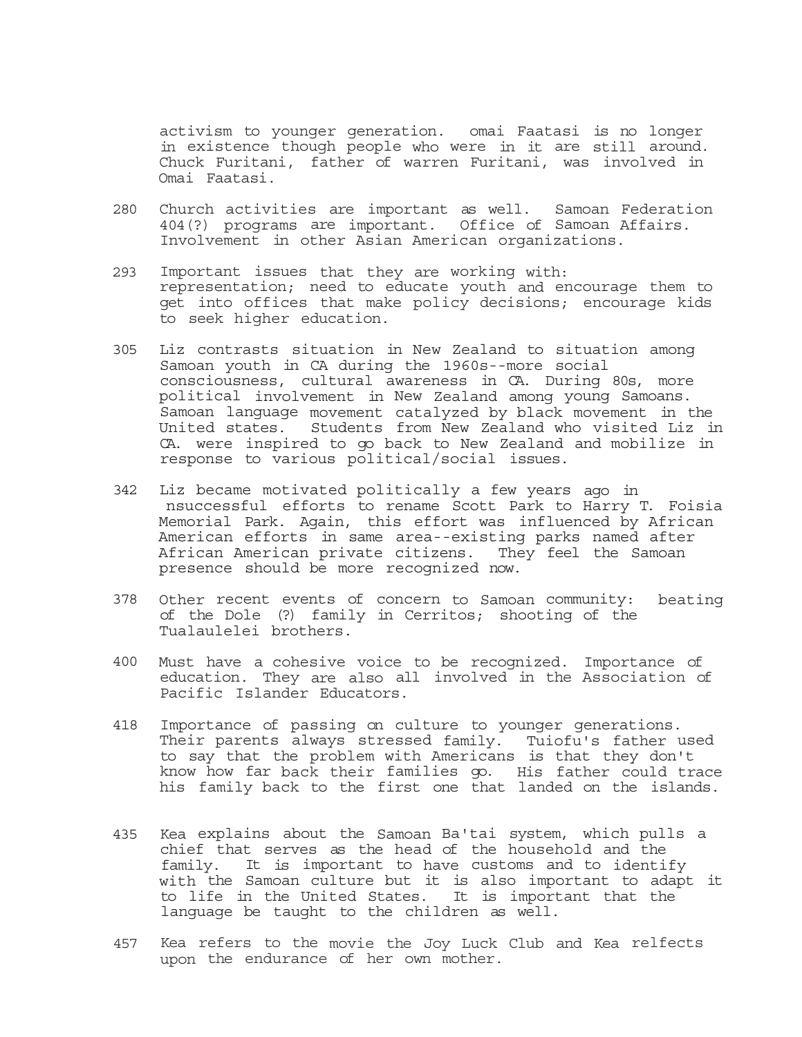activism to younger generation. omai Faatasi is no longer in existence though people who were in it are still around. Chuck Furitani, father of warren Furitani, was involved in Omai Faatasi.

280 Church activities are important as well. Samoan Federation 404(?) programs are important. Office of Samoan Affairs. Involvement in other Asian American organizations.

293 Important issues that they are working with: representation; need to educate youth and encourage them to get into offices that make policy decisions; encourage kids to seek higher education.

305 Liz contrasts situation in New Zealand to situation among Samoan youth in CA during the 1960s--more social consciousness, cultural awareness in CA. During 80s, more political involvement in New Zealand among young Samoans. Samoan language movement catalyzed by black movement in the United states. Students from New Zealand who visited Liz in CA. were inspired to go back to New Zealand and mobilize in response to various political/social issues.

342 Liz became motivated politically a few years ago in nsuccessful efforts to rename Scott Park to Harry T. Foisia Memorial Park. Again, this effort was influenced by African American efforts in same area--existing parks named after African American private citizens. They feel the Samoan presence should be more recognized now.

378 Other recent events of concern to Samoan community: beating of the Dole (?) family in Cerritos; shooting of the Tualaulelei brothers.

400 Must have a cohesive voice to be recognized. Importance of education. They are also all involved in the Association of Pacific Islander Educators.

418 Importance of passing on culture to younger generations. Their parents always stressed family. Tuiofu's father used to say that the problem with Americans is that they don't know how far back their families go. His father could trace his family back to the first one that landed on the islands.

435 Kea explains about the Samoan Ba'tai system, which pulls a chief that serves as the head of the household and the family. It is important to have customs and to identify with the Samoan culture but it is also important to adapt it to life in the United States. It is important that the language be taught to the children as well.

457 Kea refers to the movie the Joy Luck Club and Kea relfects upon the endurance of her own mother.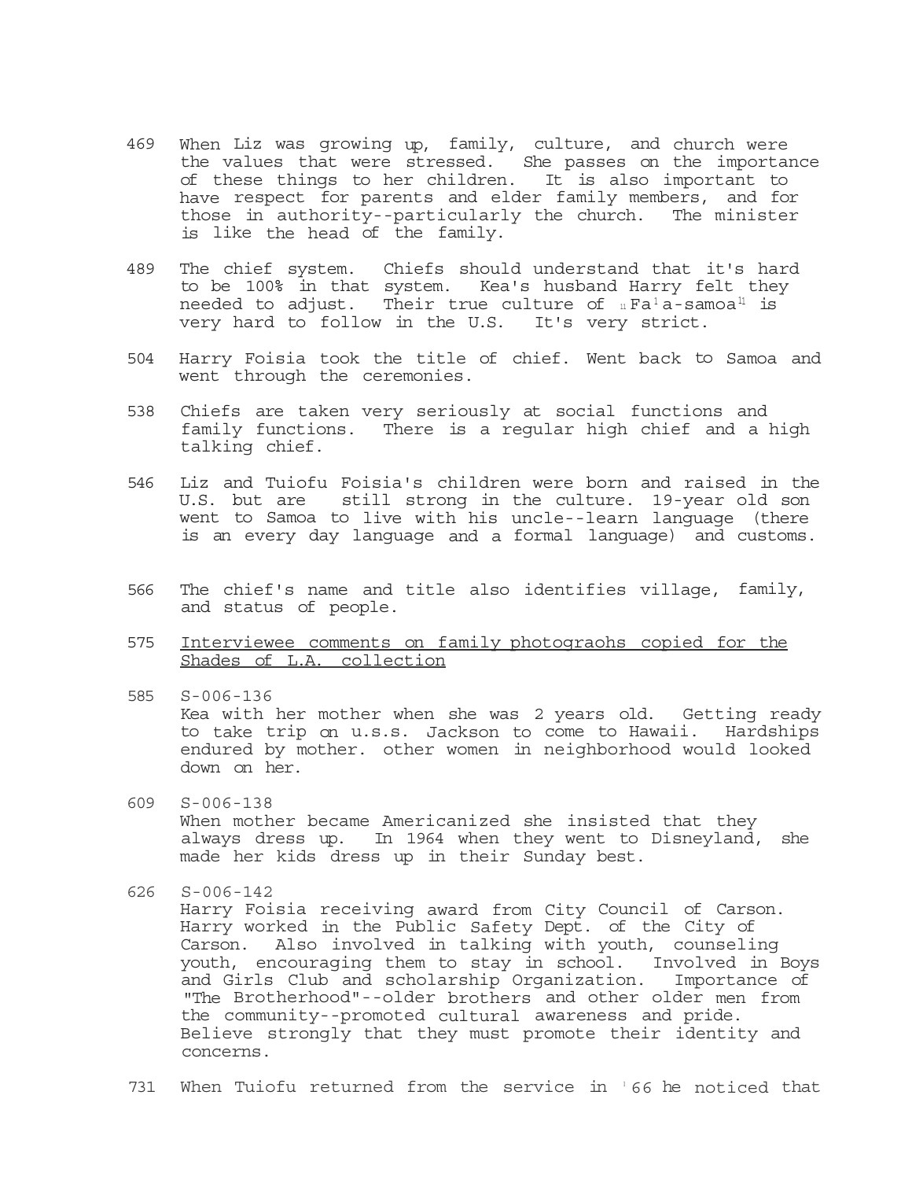469 When Liz was growing up, family, culture, and church were the values that were stressed. She passes on the importance of these things to her children. It is also important to have respect for parents and elder family members, and for those in authority--particularly the church. The minister is like the head of the family.

489 The chief system. Chiefs should understand that it's hard to be 100% in that system. Kea's husband Harry felt they needed to adjust. Their true culture of "Fa'a-samoa" is very hard to follow in the U.S. It's very strict.

504 Harry Foisia took the title of chief. Went back to Samoa and went through the ceremonies.

538 Chiefs are taken very seriously at social functions and family functions. There is a regular high chief and a high talking chief.

546 Liz and Tuiofu Foisia's children were born and raised in the U.S. but are still strong in the culture. 19-year old son went to Samoa to live with his uncle--learn language (there is an every day language and a formal language) and customs.

566 The chief's name and title also identifies village, family, and status of people.

575 <u>Interviewee comments on family photograohs copied for the Shades of L.A. collection</u>

585 S-006-136
Kea with her mother when she was 2 years old. Getting ready to take trip on u.s.s. Jackson to come to Hawaii. Hardships endured by mother. other women in neighborhood would looked down on her.

609 S-006-138
When mother became Americanized she insisted that they always dress up. In 1964 when they went to Disneyland, she made her kids dress up in their Sunday best.

626 S-006-142
Harry Foisia receiving award from City Council of Carson. Harry worked in the Public Safety Dept. of the City of Carson. Also involved in talking with youth, counseling youth, encouraging them to stay in school. Involved in Boys and Girls Club and scholarship Organization. Importance of "The Brotherhood"--older brothers and other older men from the community--promoted cultural awareness and pride. Believe strongly that they must promote their identity and concerns.

731 When Tuiofu returned from the service in '66 he noticed that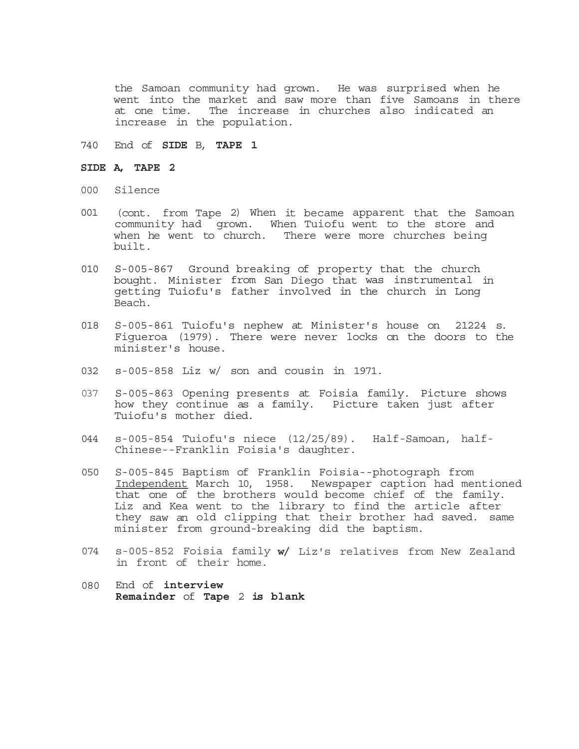the Samoan community had grown. He was surprised when he went into the market and saw more than five Samoans in there at one time. The increase in churches also indicated an increase in the population.

740 End of **SIDE** B, **TAPE 1**

**SIDE A, TAPE 2**

000 Silence

001 (cont. from Tape 2) When it became apparent that the Samoan community had grown. When Tuiofu went to the store and when he went to church. There were more churches being built.

010 S-005-867 Ground breaking of property that the church bought. Minister from San Diego that was instrumental in getting Tuiofu's father involved in the church in Long Beach.

018 S-005-861 Tuiofu's nephew at Minister's house on 21224 s. Figueroa (1979). There were never locks on the doors to the minister's house.

032 s-005-858 Liz w/ son and cousin in 1971.

037 S-005-863 Opening presents at Foisia family. Picture shows how they continue as a family. Picture taken just after Tuiofu's mother died.

044 s-005-854 Tuiofu's niece (12/25/89). Half-Samoan, half-Chinese--Franklin Foisia's daughter.

050 S-005-845 Baptism of Franklin Foisia--photograph from <u>Independent</u> March 10, 1958. Newspaper caption had mentioned that one of the brothers would become chief of the family. Liz and Kea went to the library to find the article after they saw an old clipping that their brother had saved. same minister from ground-breaking did the baptism.

074 s-005-852 Foisia family **w/** Liz's relatives from New Zealand in front of their home.

080 End of **interview**
**Remainder** of **Tape** 2 **is blank**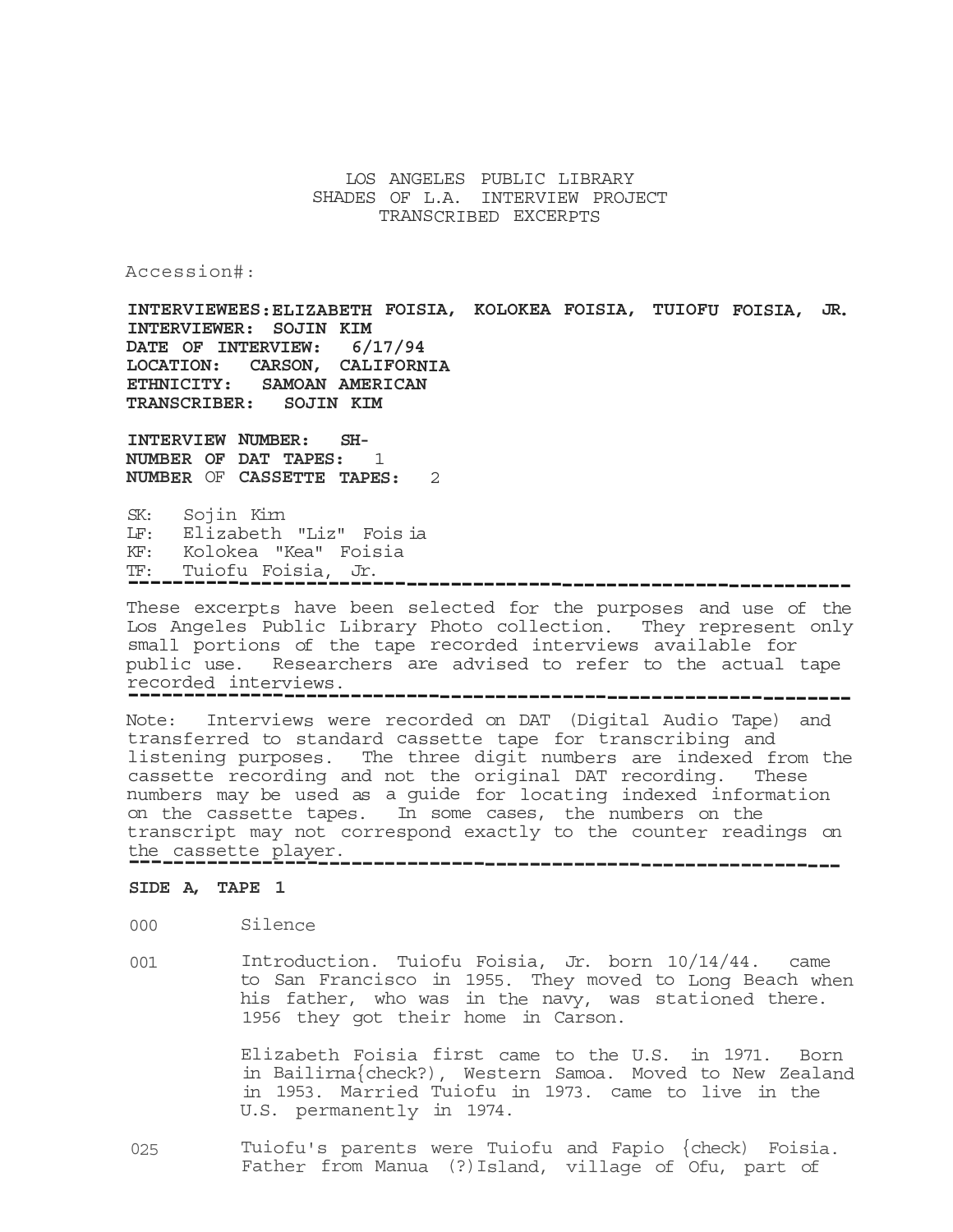LOS ANGELES PUBLIC LIBRARY
SHADES OF L.A. INTERVIEW PROJECT
TRANSCRIBED EXCERPTS

Accession#:

**INTERVIEWEES: ELIZABETH FOISIA, KOLOKEA FOISIA, TUIOFU FOISIA, JR.**
**INTERVIEWER: SOJIN KIM**
**DATE OF INTERVIEW: 6/17/94**
**LOCATION: CARSON, CALIFORNIA**
**ETHNICITY: SAMOAN AMERICAN**
**TRANSCRIBER: SOJIN KIM**

**INTERVIEW NUMBER: SH-**
**NUMBER OF DAT TAPES:** 1
**NUMBER OF CASSETTE TAPES:** 2

SK: Sojin Kim
LF: Elizabeth "Liz" Foisia
KF: Kolokea "Kea" Foisia
TF: Tuiofu Foisia, Jr.

---

These excerpts have been selected for the purposes and use of the Los Angeles Public Library Photo collection. They represent only small portions of the tape recorded interviews available for public use. Researchers are advised to refer to the actual tape recorded interviews.

---

Note: Interviews were recorded on DAT (Digital Audio Tape) and transferred to standard cassette tape for transcribing and listening purposes. The three digit numbers are indexed from the cassette recording and not the original DAT recording. These numbers may be used as a guide for locating indexed information on the cassette tapes. In some cases, the numbers on the transcript may not correspond exactly to the counter readings on the cassette player.

---

**SIDE A, TAPE 1**

000 Silence

001 Introduction. Tuiofu Foisia, Jr. born 10/14/44. came to San Francisco in 1955. They moved to Long Beach when his father, who was in the navy, was stationed there. 1956 they got their home in Carson.

Elizabeth Foisia first came to the U.S. in 1971. Born in Bailirna{check?), Western Samoa. Moved to New Zealand in 1953. Married Tuiofu in 1973. came to live in the U.S. permanently in 1974.

025 Tuiofu's parents were Tuiofu and Fapio {check) Foisia. Father from Manua (?)Island, village of Ofu, part of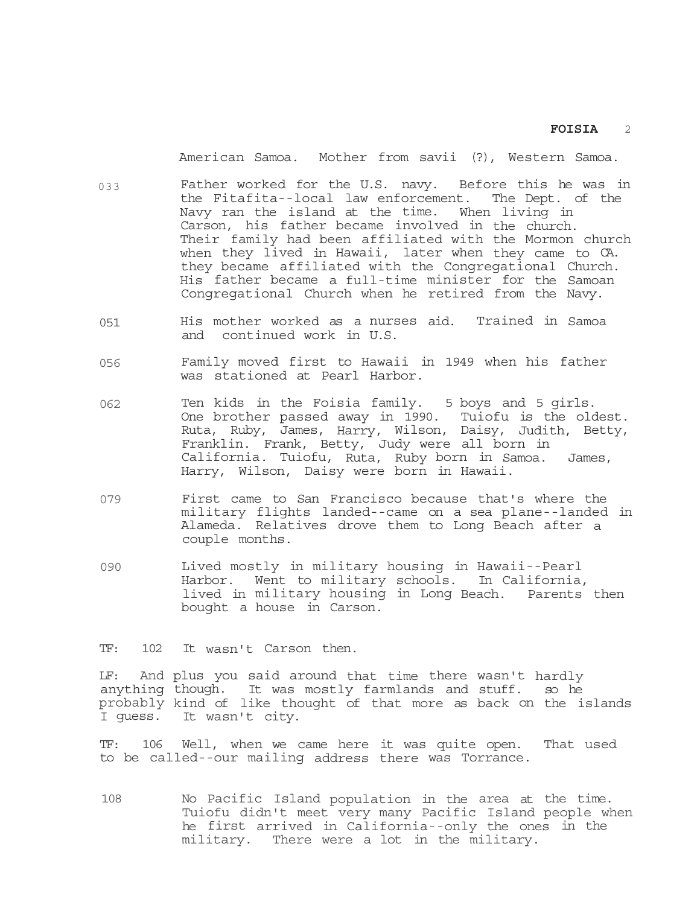American Samoa. Mother from savii (?), Western Samoa.

033 Father worked for the U.S. navy. Before this he was in the Fitafita--local law enforcement. The Dept. of the Navy ran the island at the time. When living in Carson, his father became involved in the church. Their family had been affiliated with the Mormon church when they lived in Hawaii, later when they came to CA. they became affiliated with the Congregational Church. His father became a full-time minister for the Samoan Congregational Church when he retired from the Navy.

051 His mother worked as a nurses aid. Trained in Samoa and continued work in U.S.

056 Family moved first to Hawaii in 1949 when his father was stationed at Pearl Harbor.

062 Ten kids in the Foisia family. 5 boys and 5 girls. One brother passed away in 1990. Tuiofu is the oldest. Ruta, Ruby, James, Harry, Wilson, Daisy, Judith, Betty, Franklin. Frank, Betty, Judy were all born in California. Tuiofu, Ruta, Ruby born in Samoa. James, Harry, Wilson, Daisy were born in Hawaii.

079 First came to San Francisco because that's where the military flights landed--came on a sea plane--landed in Alameda. Relatives drove them to Long Beach after a couple months.

090 Lived mostly in military housing in Hawaii--Pearl Harbor. Went to military schools. In California, lived in military housing in Long Beach. Parents then bought a house in Carson.

TF: 102 It wasn't Carson then.

LF: And plus you said around that time there wasn't hardly anything though. It was mostly farmlands and stuff. so he probably kind of like thought of that more as back on the islands I guess. It wasn't city.

TF: 106 Well, when we came here it was quite open. That used to be called--our mailing address there was Torrance.

108 No Pacific Island population in the area at the time. Tuiofu didn't meet very many Pacific Island people when he first arrived in California--only the ones in the military. There were a lot in the military.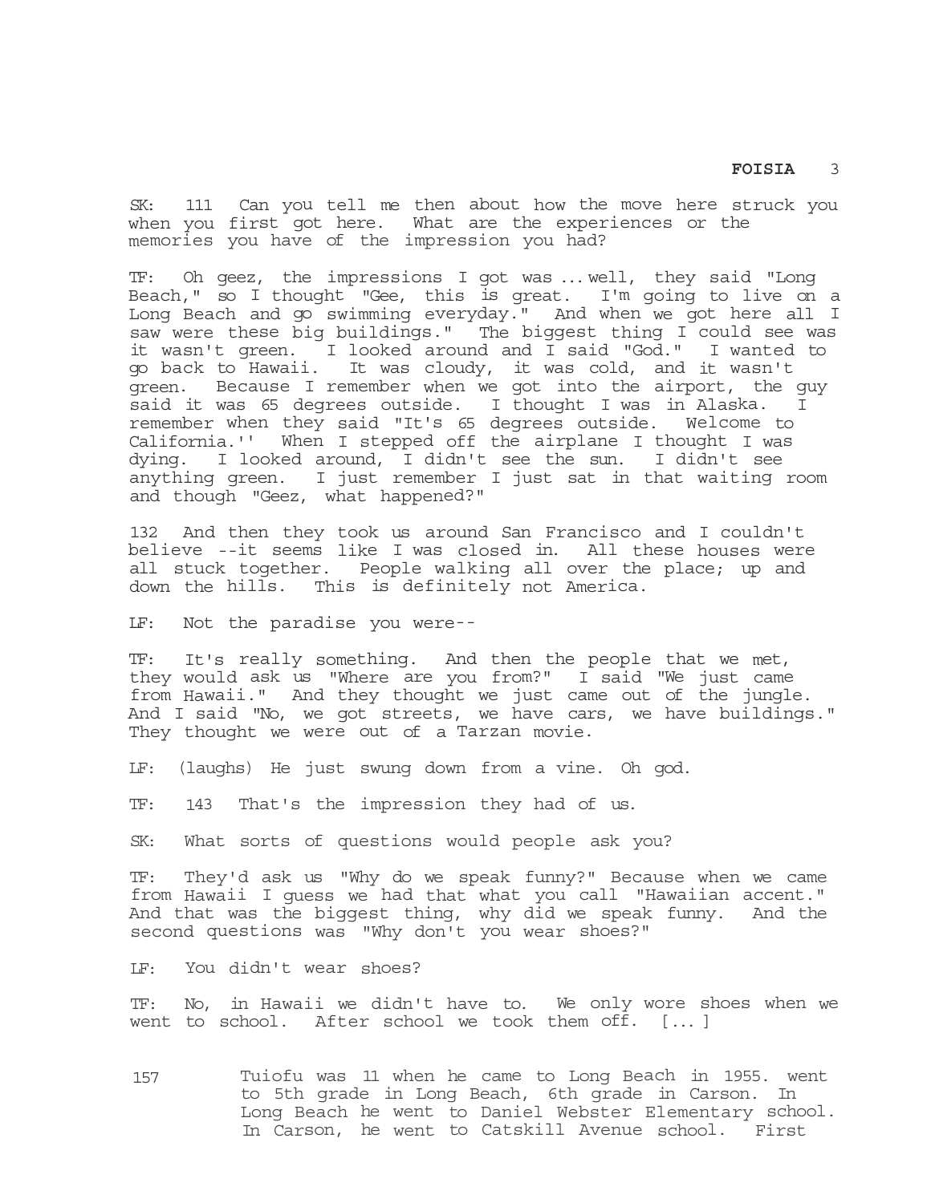SK: 111 Can you tell me then about how the move here struck you when you first got here. What are the experiences or the memories you have of the impression you had?

TF: Oh geez, the impressions I got was ... well, they said "Long Beach," so I thought "Gee, this is great. I'm going to live on a Long Beach and go swimming everyday." And when we got here all I saw were these big buildings." The biggest thing I could see was it wasn't green. I looked around and I said "God." I wanted to go back to Hawaii. It was cloudy, it was cold, and it wasn't green. Because I remember when we got into the airport, the guy said it was 65 degrees outside. I thought I was in Alaska. I remember when they said "It's 65 degrees outside. Welcome to California.'' When I stepped off the airplane I thought I was dying. I looked around, I didn't see the sun. I didn't see anything green. I just remember I just sat in that waiting room and though "Geez, what happened?"

132 And then they took us around San Francisco and I couldn't believe --it seems like I was closed in. All these houses were all stuck together. People walking all over the place; up and down the hills. This is definitely not America.

LF: Not the paradise you were--

TF: It's really something. And then the people that we met, they would ask us "Where are you from?" I said "We just came from Hawaii." And they thought we just came out of the jungle. And I said "No, we got streets, we have cars, we have buildings." They thought we were out of a Tarzan movie.

LF: (laughs) He just swung down from a vine. Oh god.

TF: 143 That's the impression they had of us.

SK: What sorts of questions would people ask you?

TF: They'd ask us "Why do we speak funny?" Because when we came from Hawaii I guess we had that what you call "Hawaiian accent." And that was the biggest thing, why did we speak funny. And the second questions was "Why don't you wear shoes?"

LF: You didn't wear shoes?

TF: No, in Hawaii we didn't have to. We only wore shoes when we went to school. After school we took them off. [... ]

157 Tuiofu was 11 when he came to Long Beach in 1955. went to 5th grade in Long Beach, 6th grade in Carson. In Long Beach he went to Daniel Webster Elementary school. In Carson, he went to Catskill Avenue school. First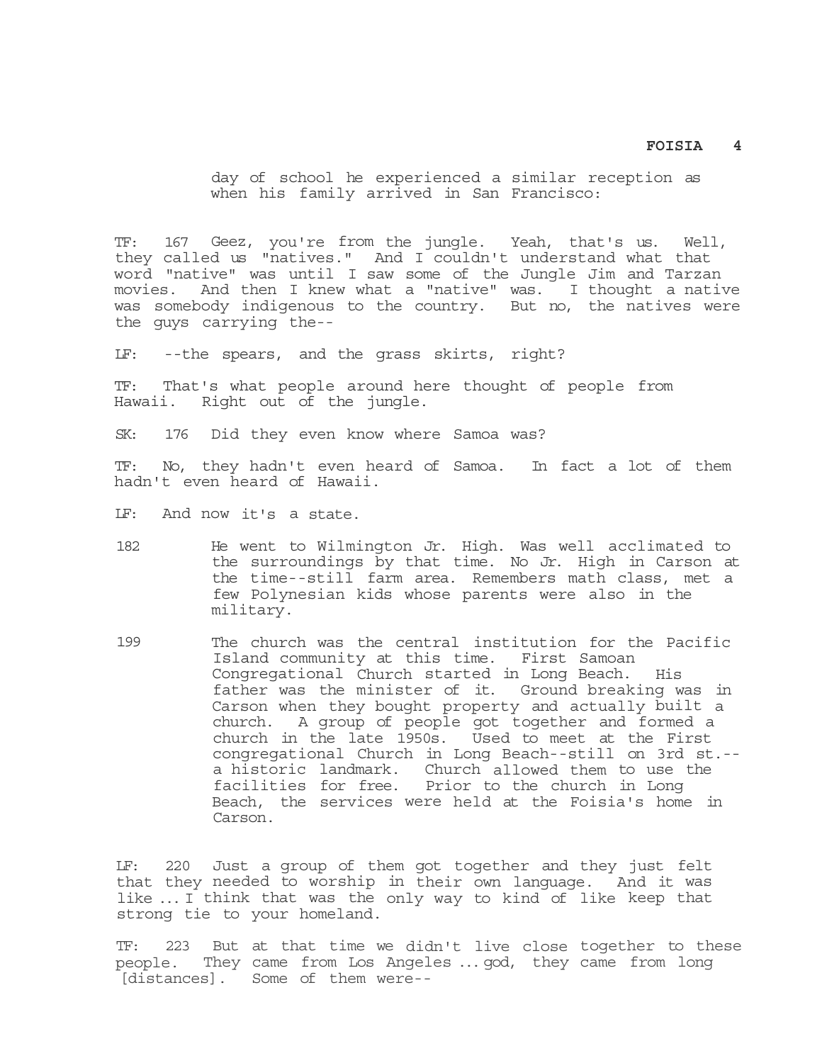day of school he experienced a similar reception as when his family arrived in San Francisco:

TF: 167 Geez, you're from the jungle. Yeah, that's us. Well, they called us "natives." And I couldn't understand what that word "native" was until I saw some of the Jungle Jim and Tarzan movies. And then I knew what a "native" was. I thought a native was somebody indigenous to the country. But no, the natives were the guys carrying the--

LF: --the spears, and the grass skirts, right?

TF: That's what people around here thought of people from Hawaii. Right out of the jungle.

SK: 176 Did they even know where Samoa was?

TF: No, they hadn't even heard of Samoa. In fact a lot of them hadn't even heard of Hawaii.

LF: And now it's a state.

182 He went to Wilmington Jr. High. Was well acclimated to the surroundings by that time. No Jr. High in Carson at the time--still farm area. Remembers math class, met a few Polynesian kids whose parents were also in the military.

199 The church was the central institution for the Pacific Island community at this time. First Samoan Congregational Church started in Long Beach. His father was the minister of it. Ground breaking was in Carson when they bought property and actually built a church. A group of people got together and formed a church in the late 1950s. Used to meet at the First congregational Church in Long Beach--still on 3rd st.--a historic landmark. Church allowed them to use the facilities for free. Prior to the church in Long Beach, the services were held at the Foisia's home in Carson.

LF: 220 Just a group of them got together and they just felt that they needed to worship in their own language. And it was like ... I think that was the only way to kind of like keep that strong tie to your homeland.

TF: 223 But at that time we didn't live close together to these people. They came from Los Angeles ... god, they came from long [distances]. Some of them were--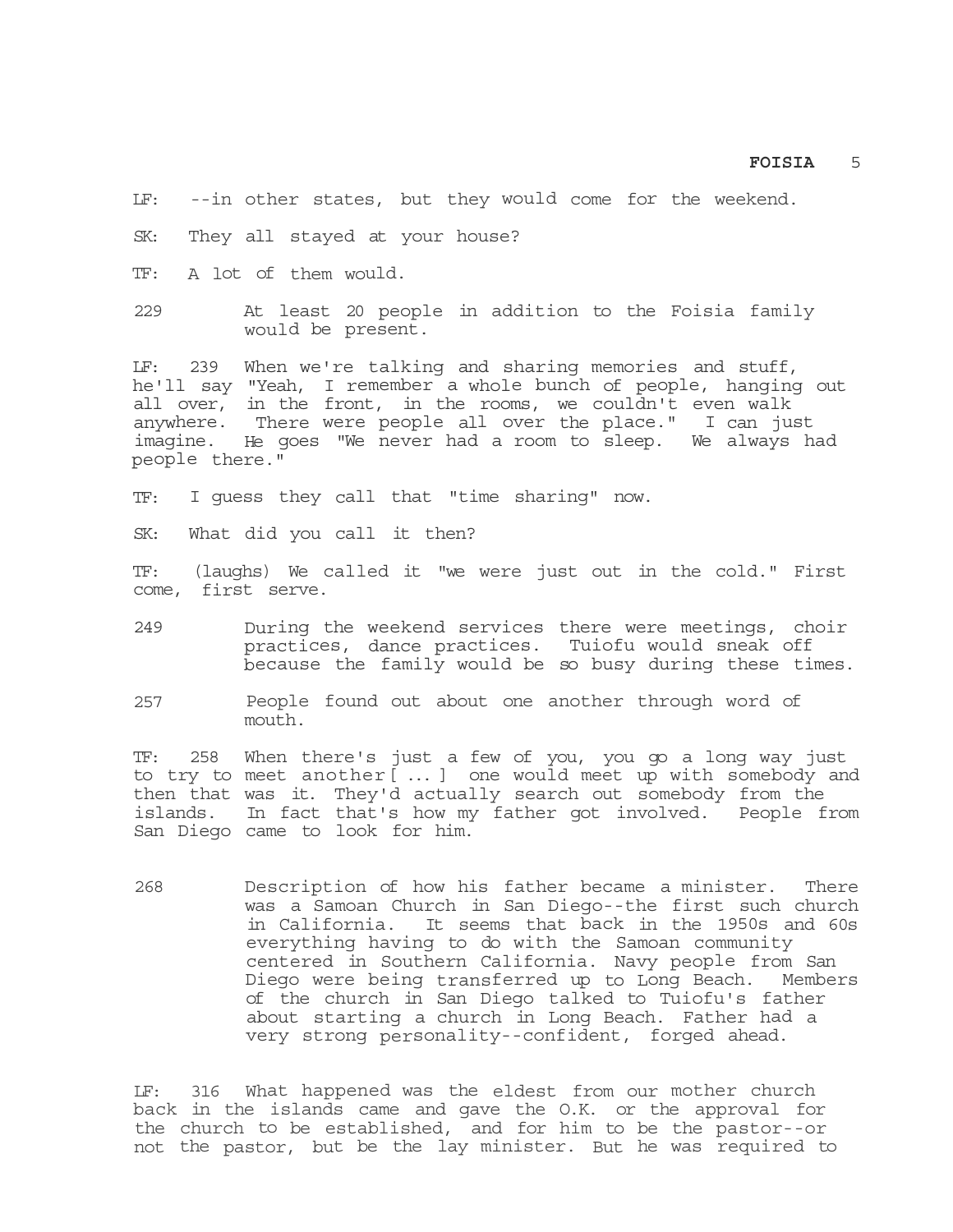LF: --in other states, but they would come for the weekend.

SK: They all stayed at your house?

TF: A lot of them would.

229 At least 20 people in addition to the Foisia family would be present.

LF: 239 When we're talking and sharing memories and stuff, he'll say "Yeah, I remember a whole bunch of people, hanging out all over, in the front, in the rooms, we couldn't even walk anywhere. There were people all over the place." I can just imagine. He goes "We never had a room to sleep. We always had people there."

TF: I guess they call that "time sharing" now.

SK: What did you call it then?

TF: (laughs) We called it "we were just out in the cold." First come, first serve.

249 During the weekend services there were meetings, choir practices, dance practices. Tuiofu would sneak off because the family would be so busy during these times.

257 People found out about one another through word of mouth.

TF: 258 When there's just a few of you, you go a long way just to try to meet another[ ... ] one would meet up with somebody and then that was it. They'd actually search out somebody from the islands. In fact that's how my father got involved. People from San Diego came to look for him.

268 Description of how his father became a minister. There was a Samoan Church in San Diego--the first such church in California. It seems that back in the 1950s and 60s everything having to do with the Samoan community centered in Southern California. Navy people from San Diego were being transferred up to Long Beach. Members of the church in San Diego talked to Tuiofu's father about starting a church in Long Beach. Father had a very strong personality--confident, forged ahead.

LF: 316 What happened was the eldest from our mother church back in the islands came and gave the O.K. or the approval for the church to be established, and for him to be the pastor--or not the pastor, but be the lay minister. But he was required to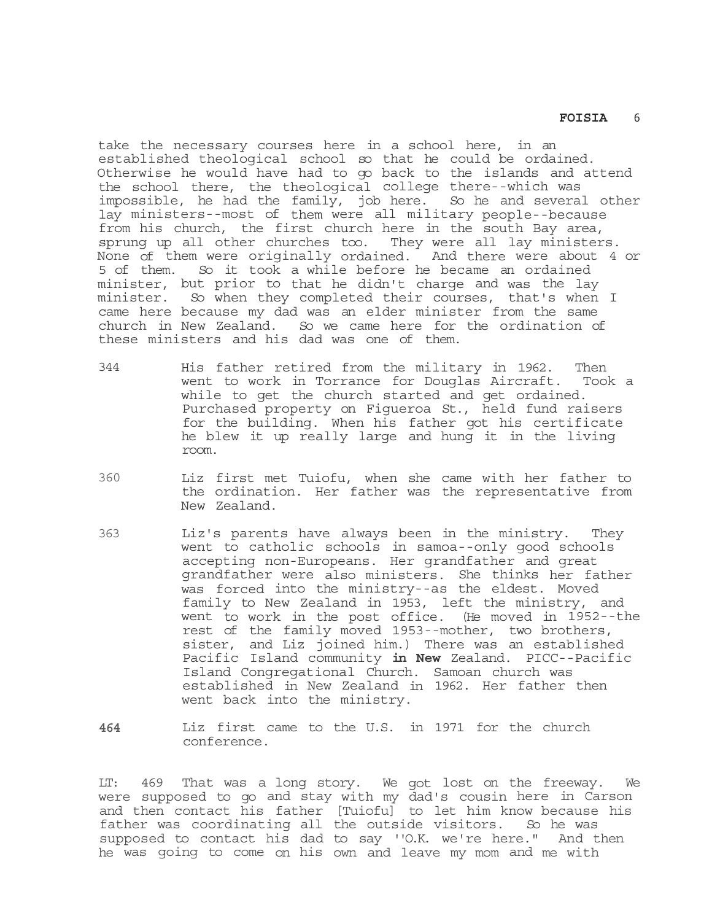take the necessary courses here in a school here, in an established theological school so that he could be ordained. Otherwise he would have had to go back to the islands and attend the school there, the theological college there--which was impossible, he had the family, job here. So he and several other lay ministers--most of them were all military people--because from his church, the first church here in the south Bay area, sprung up all other churches too. They were all lay ministers. None of them were originally ordained. And there were about 4 or 5 of them. So it took a while before he became an ordained minister, but prior to that he didn't charge and was the lay minister. So when they completed their courses, that's when I came here because my dad was an elder minister from the same church in New Zealand. So we came here for the ordination of these ministers and his dad was one of them.

344 His father retired from the military in 1962. Then went to work in Torrance for Douglas Aircraft. Took a while to get the church started and get ordained. Purchased property on Figueroa St., held fund raisers for the building. When his father got his certificate he blew it up really large and hung it in the living room.

360 Liz first met Tuiofu, when she came with her father to the ordination. Her father was the representative from New Zealand.

363 Liz's parents have always been in the ministry. They went to catholic schools in samoa--only good schools accepting non-Europeans. Her grandfather and great grandfather were also ministers. She thinks her father was forced into the ministry--as the eldest. Moved family to New Zealand in 1953, left the ministry, and went to work in the post office. (He moved in 1952--the rest of the family moved 1953--mother, two brothers, sister, and Liz joined him.) There was an established Pacific Island community **in New** Zealand. PICC--Pacific Island Congregational Church. Samoan church was established in New Zealand in 1962. Her father then went back into the ministry.

**464** Liz first came to the U.S. in 1971 for the church conference.

LT: 469 That was a long story. We got lost on the freeway. We were supposed to go and stay with my dad's cousin here in Carson and then contact his father [Tuiofu] to let him know because his father was coordinating all the outside visitors. So he was supposed to contact his dad to say ''O.K. we're here." And then he was going to come on his own and leave my mom and me with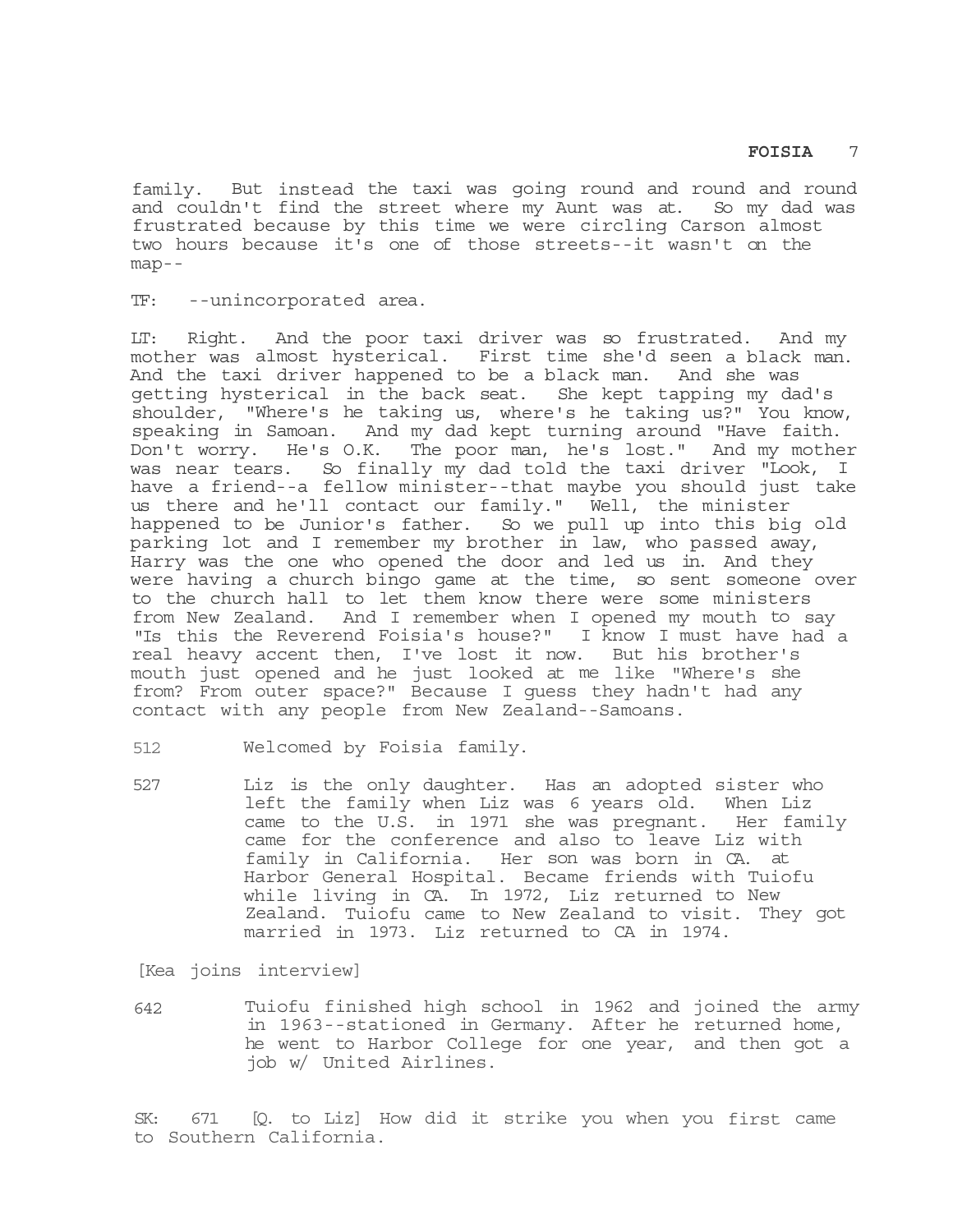family. But instead the taxi was going round and round and round and couldn't find the street where my Aunt was at. So my dad was frustrated because by this time we were circling Carson almost two hours because it's one of those streets--it wasn't on the map--

TF: --unincorporated area.

LT: Right. And the poor taxi driver was so frustrated. And my mother was almost hysterical. First time she'd seen a black man. And the taxi driver happened to be a black man. And she was getting hysterical in the back seat. She kept tapping my dad's shoulder, "Where's he taking us, where's he taking us?" You know, speaking in Samoan. And my dad kept turning around "Have faith. Don't worry. He's O.K. The poor man, he's lost." And my mother was near tears. So finally my dad told the taxi driver "Look, I have a friend--a fellow minister--that maybe you should just take us there and he'll contact our family." Well, the minister happened to be Junior's father. So we pull up into this big old parking lot and I remember my brother in law, who passed away, Harry was the one who opened the door and led us in. And they were having a church bingo game at the time, so sent someone over to the church hall to let them know there were some ministers from New Zealand. And I remember when I opened my mouth to say "Is this the Reverend Foisia's house?" I know I must have had a real heavy accent then, I've lost it now. But his brother's mouth just opened and he just looked at me like "Where's she from? From outer space?" Because I guess they hadn't had any contact with any people from New Zealand--Samoans.

512 Welcomed by Foisia family.

527 Liz is the only daughter. Has an adopted sister who left the family when Liz was 6 years old. When Liz came to the U.S. in 1971 she was pregnant. Her family came for the conference and also to leave Liz with family in California. Her son was born in CA. at Harbor General Hospital. Became friends with Tuiofu while living in CA. In 1972, Liz returned to New Zealand. Tuiofu came to New Zealand to visit. They got married in 1973. Liz returned to CA in 1974.

[Kea joins interview]

642 Tuiofu finished high school in 1962 and joined the army in 1963--stationed in Germany. After he returned home, he went to Harbor College for one year, and then got a job w/ United Airlines.

SK: 671 [Q. to Liz] How did it strike you when you first came to Southern California.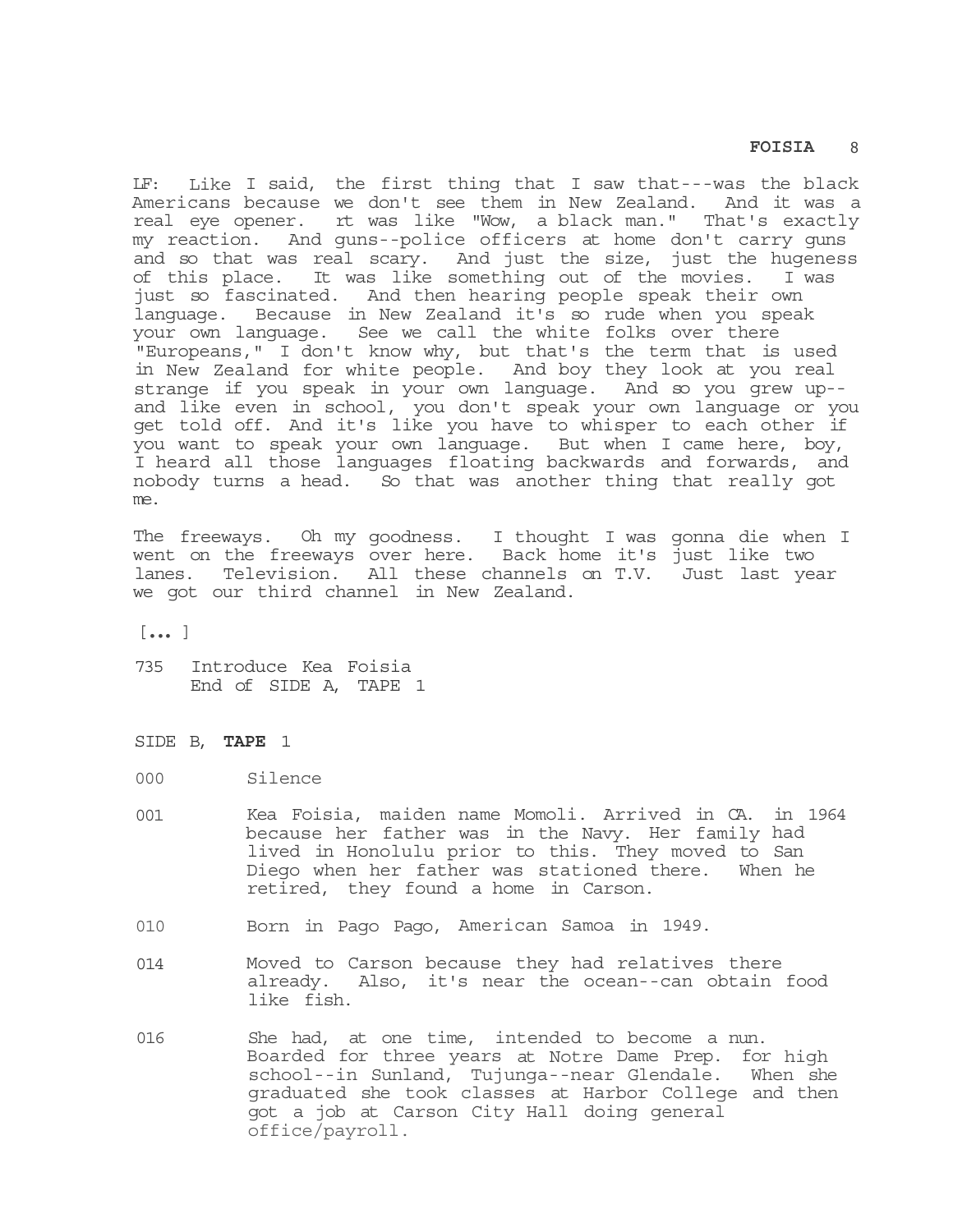LF: Like I said, the first thing that I saw that---was the black Americans because we don't see them in New Zealand. And it was a real eye opener. rt was like "Wow, a black man." That's exactly my reaction. And guns--police officers at home don't carry guns and so that was real scary. And just the size, just the hugeness of this place. It was like something out of the movies. I was just so fascinated. And then hearing people speak their own language. Because in New Zealand it's so rude when you speak your own language. See we call the white folks over there "Europeans," I don't know why, but that's the term that is used in New Zealand for white people. And boy they look at you real strange if you speak in your own language. And so you grew up--and like even in school, you don't speak your own language or you get told off. And it's like you have to whisper to each other if you want to speak your own language. But when I came here, boy, I heard all those languages floating backwards and forwards, and nobody turns a head. So that was another thing that really got me.

The freeways. Oh my goodness. I thought I was gonna die when I went on the freeways over here. Back home it's just like two lanes. Television. All these channels on T.V. Just last year we got our third channel in New Zealand.

[...]

735 Introduce Kea Foisia
End of SIDE A, TAPE 1

SIDE B, **TAPE** 1

000 Silence

001 Kea Foisia, maiden name Momoli. Arrived in CA. in 1964 because her father was in the Navy. Her family had lived in Honolulu prior to this. They moved to San Diego when her father was stationed there. When he retired, they found a home in Carson.

010 Born in Pago Pago, American Samoa in 1949.

014 Moved to Carson because they had relatives there already. Also, it's near the ocean--can obtain food like fish.

016 She had, at one time, intended to become a nun. Boarded for three years at Notre Dame Prep. for high school--in Sunland, Tujunga--near Glendale. When she graduated she took classes at Harbor College and then got a job at Carson City Hall doing general office/payroll.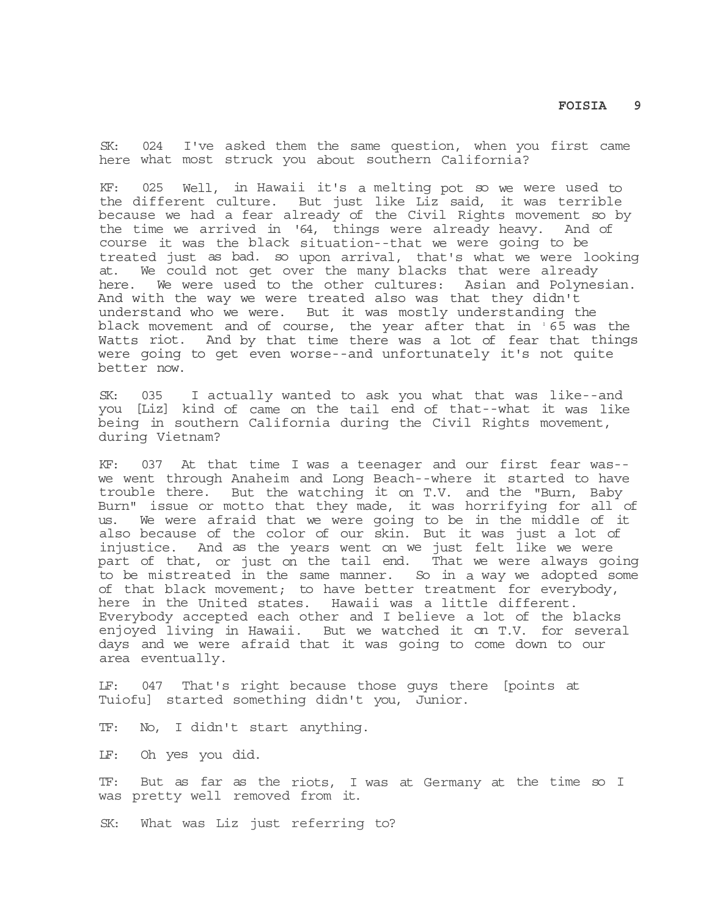SK: 024 I've asked them the same question, when you first came here what most struck you about southern California?

KF: 025 Well, in Hawaii it's a melting pot so we were used to the different culture. But just like Liz said, it was terrible because we had a fear already of the Civil Rights movement so by the time we arrived in '64, things were already heavy. And of course it was the black situation--that we were going to be treated just as bad. so upon arrival, that's what we were looking at. We could not get over the many blacks that were already here. We were used to the other cultures: Asian and Polynesian. And with the way we were treated also was that they didn't understand who we were. But it was mostly understanding the black movement and of course, the year after that in '65 was the Watts riot. And by that time there was a lot of fear that things were going to get even worse--and unfortunately it's not quite better now.

SK: 035 I actually wanted to ask you what that was like--and you [Liz] kind of came on the tail end of that--what it was like being in southern California during the Civil Rights movement, during Vietnam?

KF: 037 At that time I was a teenager and our first fear was--we went through Anaheim and Long Beach--where it started to have trouble there. But the watching it on T.V. and the "Burn, Baby Burn" issue or motto that they made, it was horrifying for all of us. We were afraid that we were going to be in the middle of it also because of the color of our skin. But it was just a lot of injustice. And as the years went on we just felt like we were part of that, or just on the tail end. That we were always going to be mistreated in the same manner. So in a way we adopted some of that black movement; to have better treatment for everybody, here in the United states. Hawaii was a little different. Everybody accepted each other and I believe a lot of the blacks enjoyed living in Hawaii. But we watched it on T.V. for several days and we were afraid that it was going to come down to our area eventually.

LF: 047 That's right because those guys there [points at Tuiofu] started something didn't you, Junior.

TF: No, I didn't start anything.

LF: Oh yes you did.

TF: But as far as the riots, I was at Germany at the time so I was pretty well removed from it.

SK: What was Liz just referring to?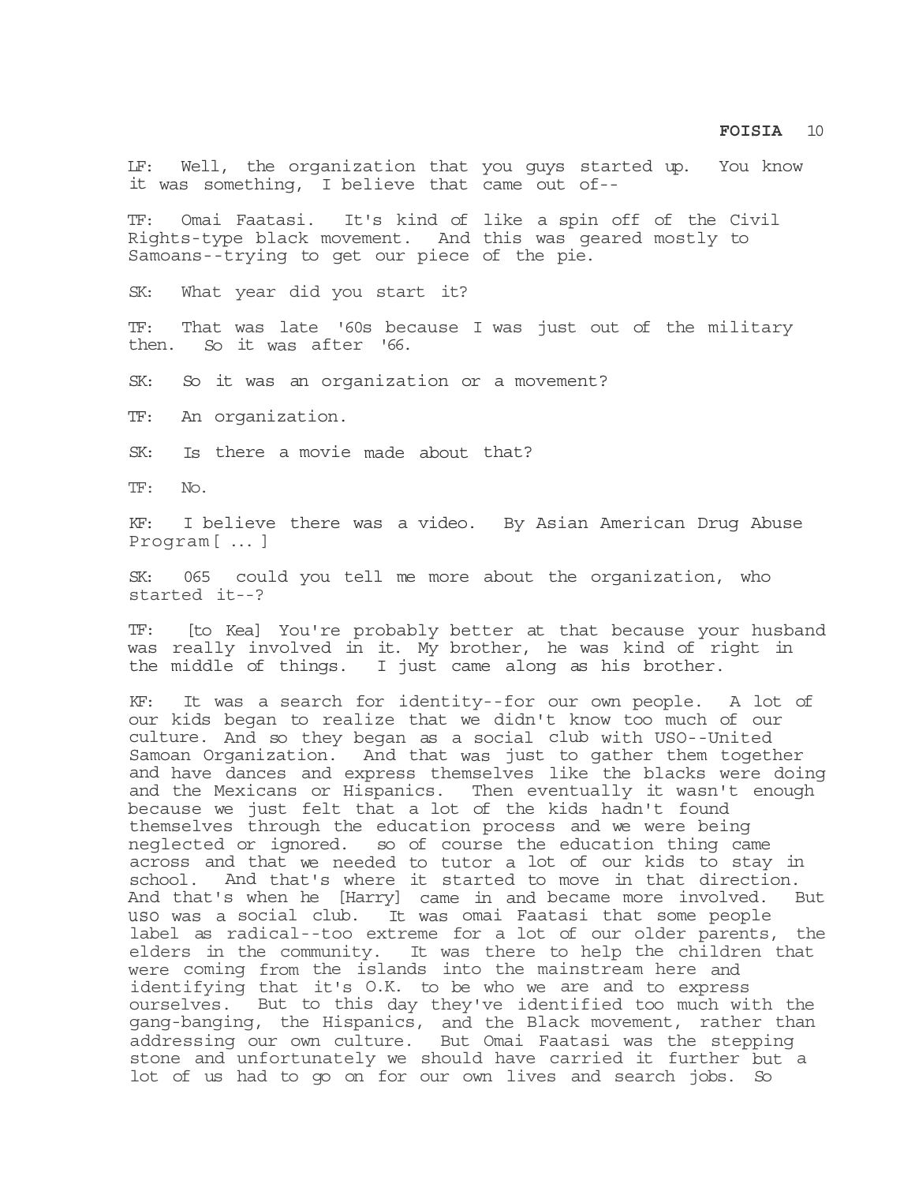LF: Well, the organization that you guys started up. You know it was something, I believe that came out of--

TF: Omai Faatasi. It's kind of like a spin off of the Civil Rights-type black movement. And this was geared mostly to Samoans--trying to get our piece of the pie.

SK: What year did you start it?

TF: That was late '60s because I was just out of the military then. So it was after '66.

SK: So it was an organization or a movement?

TF: An organization.

SK: Is there a movie made about that?

TF: No.

KF: I believe there was a video. By Asian American Drug Abuse Program[ ... ]

SK: 065 could you tell me more about the organization, who started it--?

TF: [to Kea] You're probably better at that because your husband was really involved in it. My brother, he was kind of right in the middle of things. I just came along as his brother.

KF: It was a search for identity--for our own people. A lot of our kids began to realize that we didn't know too much of our culture. And so they began as a social club with USO--United Samoan Organization. And that was just to gather them together and have dances and express themselves like the blacks were doing and the Mexicans or Hispanics. Then eventually it wasn't enough because we just felt that a lot of the kids hadn't found themselves through the education process and we were being neglected or ignored. so of course the education thing came across and that we needed to tutor a lot of our kids to stay in school. And that's where it started to move in that direction. And that's when he [Harry] came in and became more involved. But uso was a social club. It was omai Faatasi that some people label as radical--too extreme for a lot of our older parents, the elders in the community. It was there to help the children that were coming from the islands into the mainstream here and identifying that it's O.K. to be who we are and to express ourselves. But to this day they've identified too much with the gang-banging, the Hispanics, and the Black movement, rather than addressing our own culture. But Omai Faatasi was the stepping stone and unfortunately we should have carried it further but a lot of us had to go on for our own lives and search jobs. So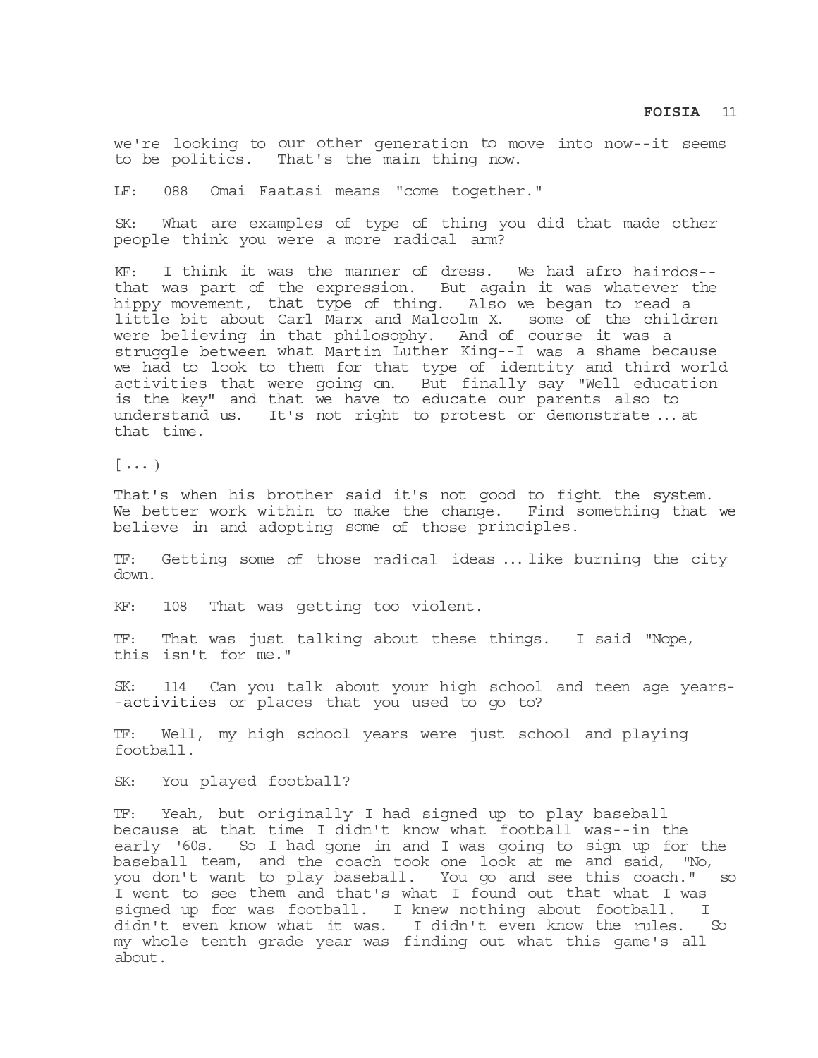we're looking to our other generation to move into now--it seems to be politics. That's the main thing now.

LF: 088 Omai Faatasi means "come together."

SK: What are examples of type of thing you did that made other people think you were a more radical arm?

KF: I think it was the manner of dress. We had afro hairdos--that was part of the expression. But again it was whatever the hippy movement, that type of thing. Also we began to read a little bit about Carl Marx and Malcolm X. some of the children were believing in that philosophy. And of course it was a struggle between what Martin Luther King--I was a shame because we had to look to them for that type of identity and third world activities that were going on. But finally say "Well education is the key" and that we have to educate our parents also to understand us. It's not right to protest or demonstrate ... at that time.

[ ... )

That's when his brother said it's not good to fight the system. We better work within to make the change. Find something that we believe in and adopting some of those principles.

TF: Getting some of those radical ideas ... like burning the city down.

KF: 108 That was getting too violent.

TF: That was just talking about these things. I said "Nope, this isn't for me."

SK: 114 Can you talk about your high school and teen age years--activities or places that you used to go to?

TF: Well, my high school years were just school and playing football.

SK: You played football?

TF: Yeah, but originally I had signed up to play baseball because at that time I didn't know what football was--in the early '60s. So I had gone in and I was going to sign up for the baseball team, and the coach took one look at me and said, "No, you don't want to play baseball. You go and see this coach." so I went to see them and that's what I found out that what I was signed up for was football. I knew nothing about football. I didn't even know what it was. I didn't even know the rules. So my whole tenth grade year was finding out what this game's all about.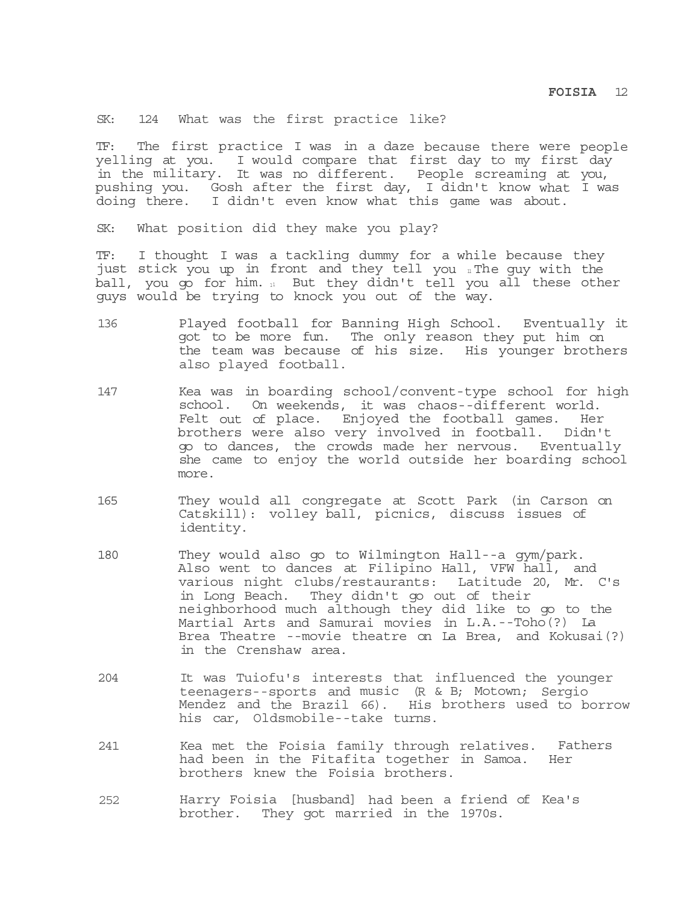SK: 124 What was the first practice like?

TF: The first practice I was in a daze because there were people yelling at you. I would compare that first day to my first day in the military. It was no different. People screaming at you, pushing you. Gosh after the first day, I didn't know what I was doing there. I didn't even know what this game was about.

SK: What position did they make you play?

TF: I thought I was a tackling dummy for a while because they just stick you up in front and they tell you "The guy with the ball, you go for him." But they didn't tell you all these other guys would be trying to knock you out of the way.

136 Played football for Banning High School. Eventually it got to be more fun. The only reason they put him on the team was because of his size. His younger brothers also played football.

147 Kea was in boarding school/convent-type school for high school. On weekends, it was chaos--different world. Felt out of place. Enjoyed the football games. Her brothers were also very involved in football. Didn't go to dances, the crowds made her nervous. Eventually she came to enjoy the world outside her boarding school more.

165 They would all congregate at Scott Park (in Carson on Catskill): volley ball, picnics, discuss issues of identity.

180 They would also go to Wilmington Hall--a gym/park. Also went to dances at Filipino Hall, VFW hall, and various night clubs/restaurants: Latitude 20, Mr. C's in Long Beach. They didn't go out of their neighborhood much although they did like to go to the Martial Arts and Samurai movies in L.A.--Toho(?) La Brea Theatre --movie theatre on La Brea, and Kokusai(?) in the Crenshaw area.

204 It was Tuiofu's interests that influenced the younger teenagers--sports and music (R & B; Motown; Sergio Mendez and the Brazil 66). His brothers used to borrow his car, Oldsmobile--take turns.

241 Kea met the Foisia family through relatives. Fathers had been in the Fitafita together in Samoa. Her brothers knew the Foisia brothers.

252 Harry Foisia [husband] had been a friend of Kea's brother. They got married in the 1970s.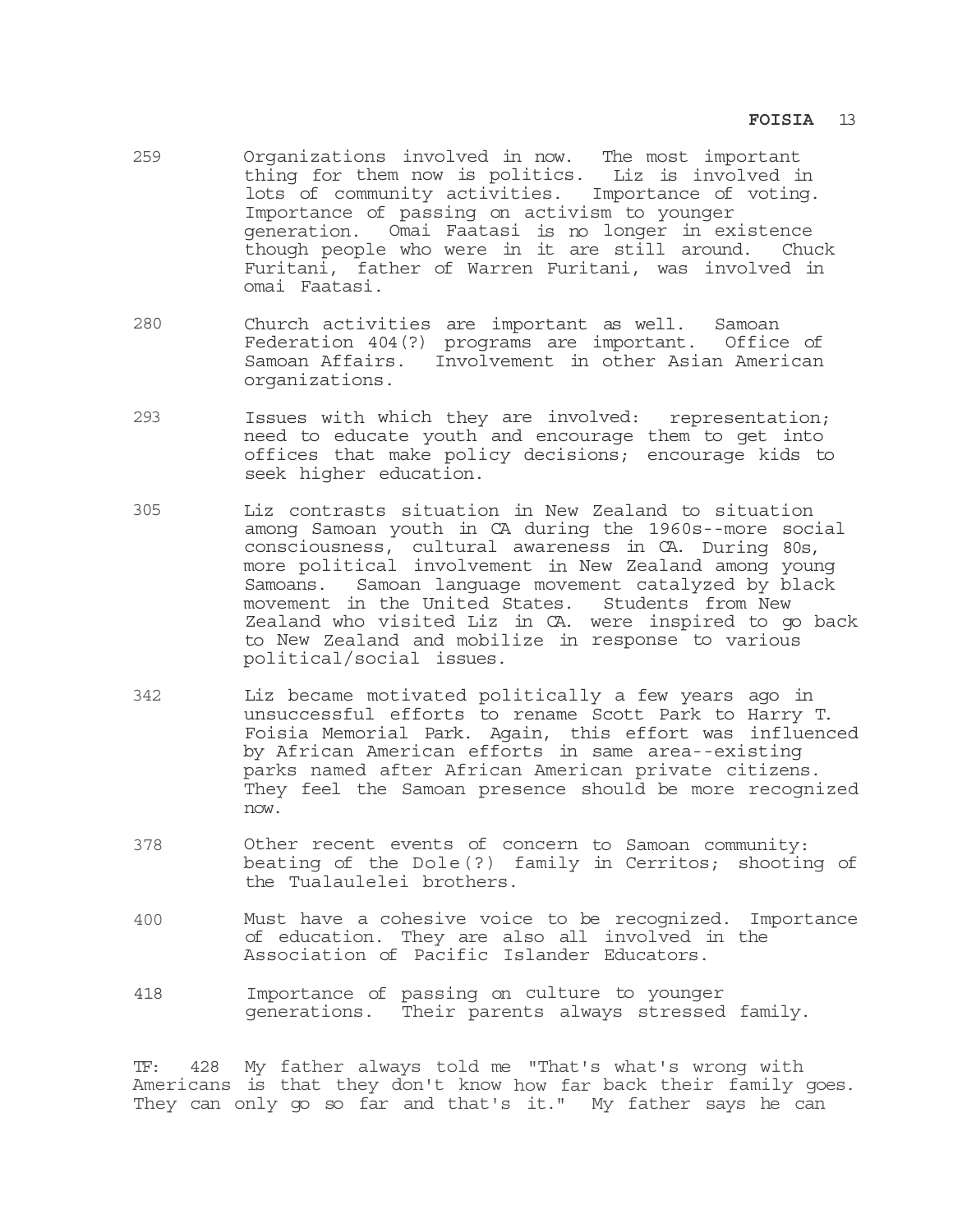259 Organizations involved in now. The most important thing for them now is politics. Liz is involved in lots of community activities. Importance of voting. Importance of passing on activism to younger generation. Omai Faatasi is no longer in existence though people who were in it are still around. Chuck Furitani, father of Warren Furitani, was involved in omai Faatasi.

280 Church activities are important as well. Samoan Federation 404(?) programs are important. Office of Samoan Affairs. Involvement in other Asian American organizations.

293 Issues with which they are involved: representation; need to educate youth and encourage them to get into offices that make policy decisions; encourage kids to seek higher education.

305 Liz contrasts situation in New Zealand to situation among Samoan youth in CA during the 1960s--more social consciousness, cultural awareness in CA. During 80s, more political involvement in New Zealand among young Samoans. Samoan language movement catalyzed by black movement in the United States. Students from New Zealand who visited Liz in CA. were inspired to go back to New Zealand and mobilize in response to various political/social issues.

342 Liz became motivated politically a few years ago in unsuccessful efforts to rename Scott Park to Harry T. Foisia Memorial Park. Again, this effort was influenced by African American efforts in same area--existing parks named after African American private citizens. They feel the Samoan presence should be more recognized now.

378 Other recent events of concern to Samoan community: beating of the Dole(?) family in Cerritos; shooting of the Tualaulelei brothers.

400 Must have a cohesive voice to be recognized. Importance of education. They are also all involved in the Association of Pacific Islander Educators.

418 Importance of passing on culture to younger generations. Their parents always stressed family.

TF: 428 My father always told me "That's what's wrong with Americans is that they don't know how far back their family goes. They can only go so far and that's it." My father says he can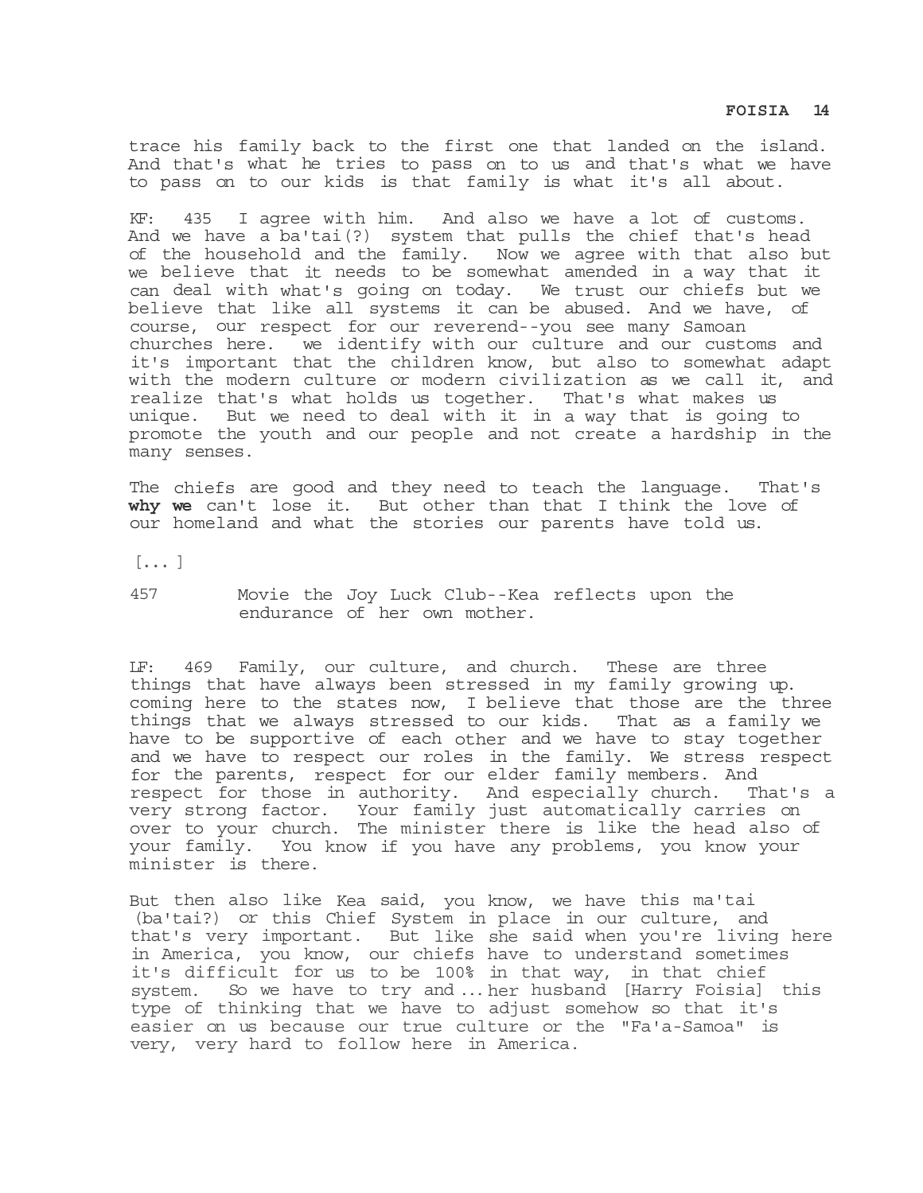trace his family back to the first one that landed on the island. And that's what he tries to pass on to us and that's what we have to pass on to our kids is that family is what it's all about.

KF: 435 I agree with him. And also we have a lot of customs. And we have a ba'tai(?) system that pulls the chief that's head of the household and the family. Now we agree with that also but we believe that it needs to be somewhat amended in a way that it can deal with what's going on today. We trust our chiefs but we believe that like all systems it can be abused. And we have, of course, our respect for our reverend--you see many Samoan churches here. we identify with our culture and our customs and it's important that the children know, but also to somewhat adapt with the modern culture or modern civilization as we call it, and realize that's what holds us together. That's what makes us unique. But we need to deal with it in a way that is going to promote the youth and our people and not create a hardship in the many senses.

The chiefs are good and they need to teach the language. That's **why we** can't lose it. But other than that I think the love of our homeland and what the stories our parents have told us.

[...]

457 Movie the Joy Luck Club--Kea reflects upon the endurance of her own mother.

LF: 469 Family, our culture, and church. These are three things that have always been stressed in my family growing up. coming here to the states now, I believe that those are the three things that we always stressed to our kids. That as a family we have to be supportive of each other and we have to stay together and we have to respect our roles in the family. We stress respect for the parents, respect for our elder family members. And respect for those in authority. And especially church. That's a very strong factor. Your family just automatically carries on over to your church. The minister there is like the head also of your family. You know if you have any problems, you know your minister is there.

But then also like Kea said, you know, we have this ma'tai (ba'tai?) or this Chief System in place in our culture, and that's very important. But like she said when you're living here in America, you know, our chiefs have to understand sometimes it's difficult for us to be 100% in that way, in that chief system. So we have to try and ... her husband [Harry Foisia] this type of thinking that we have to adjust somehow so that it's easier on us because our true culture or the "Fa'a-Samoa" is very, very hard to follow here in America.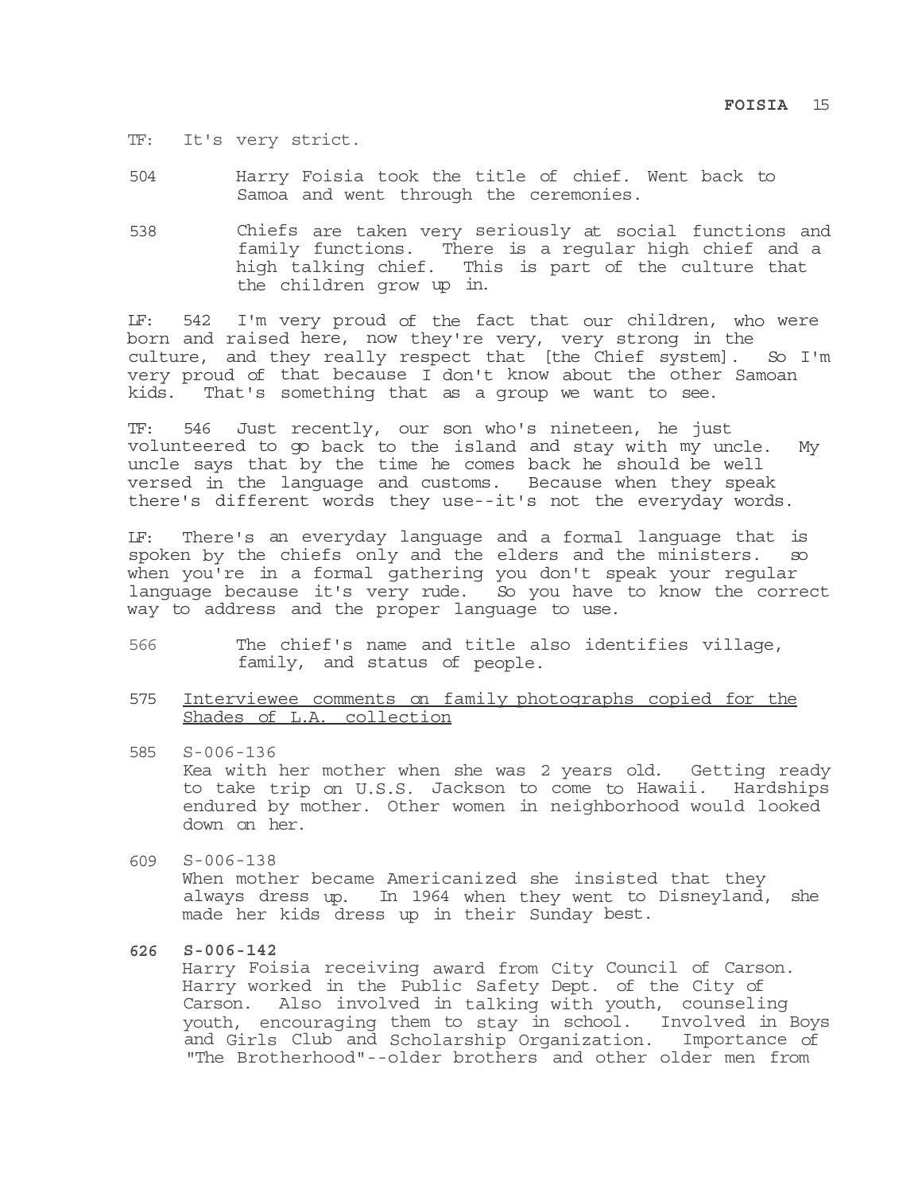TF: It's very strict.

504 Harry Foisia took the title of chief. Went back to Samoa and went through the ceremonies.

538 Chiefs are taken very seriously at social functions and family functions. There is a regular high chief and a high talking chief. This is part of the culture that the children grow up in.

LF: 542 I'm very proud of the fact that our children, who were born and raised here, now they're very, very strong in the culture, and they really respect that [the Chief system]. So I'm very proud of that because I don't know about the other Samoan kids. That's something that as a group we want to see.

TF: 546 Just recently, our son who's nineteen, he just volunteered to go back to the island and stay with my uncle. My uncle says that by the time he comes back he should be well versed in the language and customs. Because when they speak there's different words they use--it's not the everyday words.

LF: There's an everyday language and a formal language that is spoken by the chiefs only and the elders and the ministers. so when you're in a formal gathering you don't speak your regular language because it's very rude. So you have to know the correct way to address and the proper language to use.

566 The chief's name and title also identifies village, family, and status of people.

575 <u>Interviewee comments on family photographs copied for the Shades of L.A. collection</u>

585 S-006-136
Kea with her mother when she was 2 years old. Getting ready to take trip on U.S.S. Jackson to come to Hawaii. Hardships endured by mother. Other women in neighborhood would looked down on her.

609 S-006-138
When mother became Americanized she insisted that they always dress up. In 1964 when they went to Disneyland, she made her kids dress up in their Sunday best.

**626 S-006-142**
Harry Foisia receiving award from City Council of Carson. Harry worked in the Public Safety Dept. of the City of Carson. Also involved in talking with youth, counseling youth, encouraging them to stay in school. Involved in Boys and Girls Club and Scholarship Organization. Importance of "The Brotherhood"--older brothers and other older men from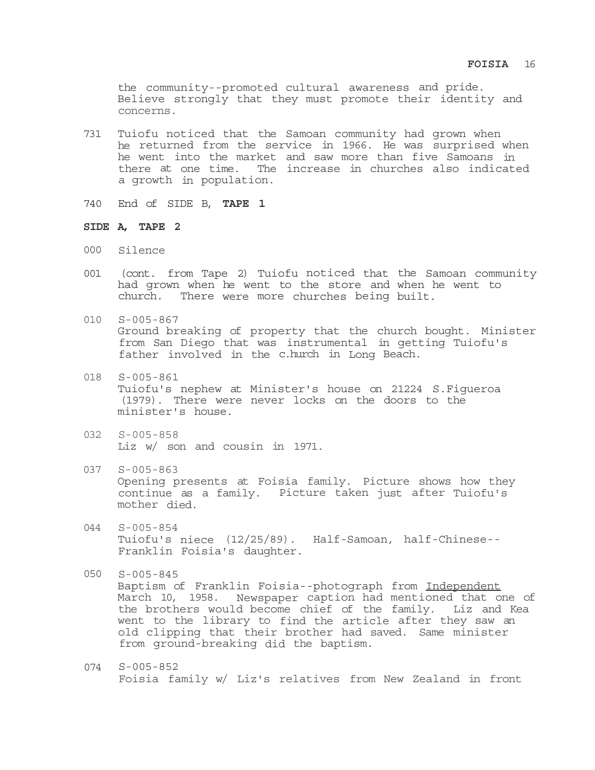the community--promoted cultural awareness and pride. Believe strongly that they must promote their identity and concerns.

731 Tuiofu noticed that the Samoan community had grown when he returned from the service in 1966. He was surprised when he went into the market and saw more than five Samoans in there at one time. The increase in churches also indicated a growth in population.

740 End of SIDE B, **TAPE 1**

**SIDE A, TAPE 2**

000 Silence

001 (cont. from Tape 2) Tuiofu noticed that the Samoan community had grown when he went to the store and when he went to church. There were more churches being built.

010 S-005-867
Ground breaking of property that the church bought. Minister from San Diego that was instrumental in getting Tuiofu's father involved in the c.hurch in Long Beach.

018 S-005-861
Tuiofu's nephew at Minister's house on 21224 S.Figueroa (1979). There were never locks on the doors to the minister's house.

032 S-005-858
Liz w/ son and cousin in 1971.

037 S-005-863
Opening presents at Foisia family. Picture shows how they continue as a family. Picture taken just after Tuiofu's mother died.

044 S-005-854
Tuiofu's niece (12/25/89). Half-Samoan, half-Chinese--Franklin Foisia's daughter.

050 S-005-845
Baptism of Franklin Foisia--photograph from Independent March 10, 1958. Newspaper caption had mentioned that one of the brothers would become chief of the family. Liz and Kea went to the library to find the article after they saw an old clipping that their brother had saved. Same minister from ground-breaking did the baptism.

074 S-005-852
Foisia family w/ Liz's relatives from New Zealand in front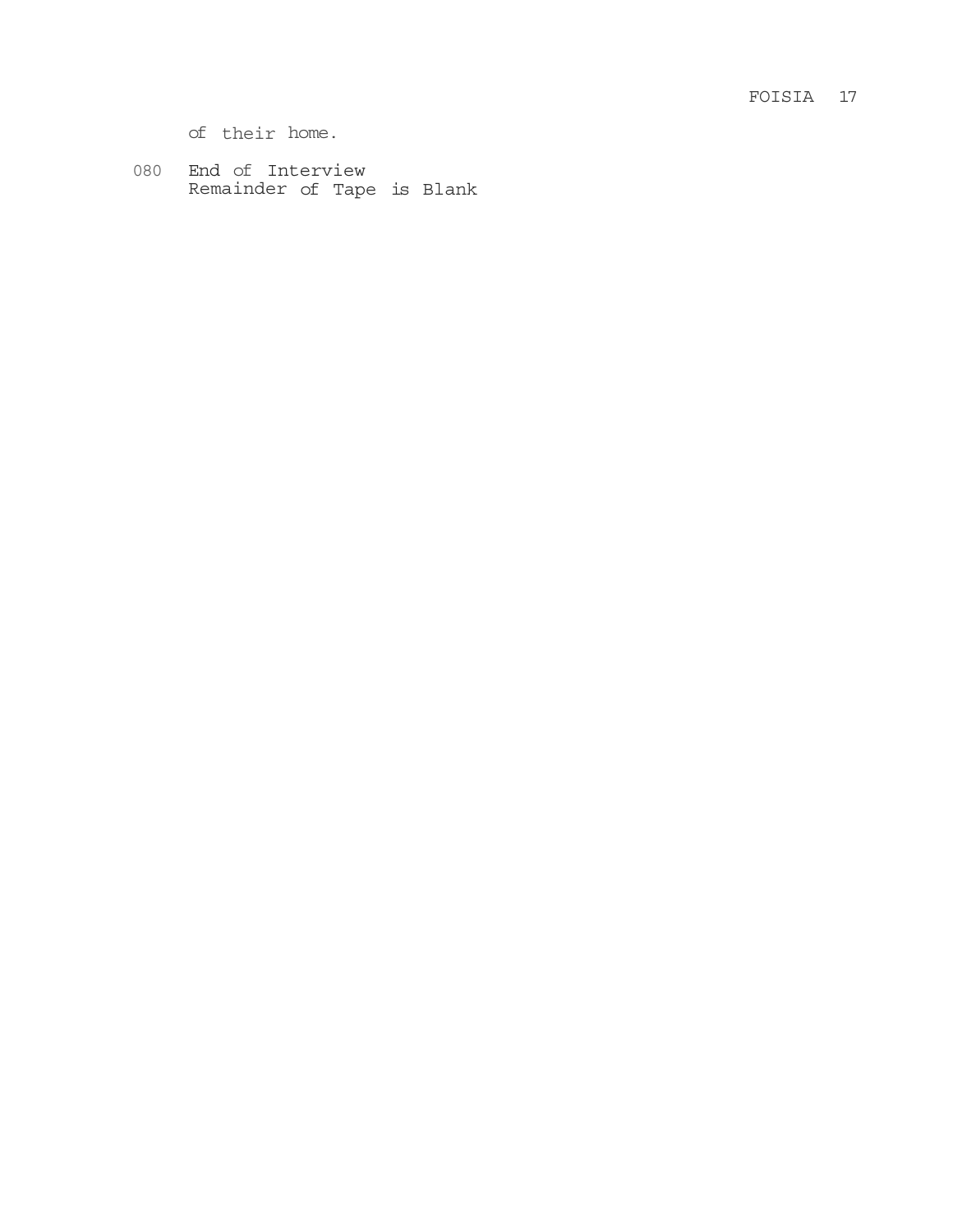of their home.

080 End of Interview
Remainder of Tape is Blank